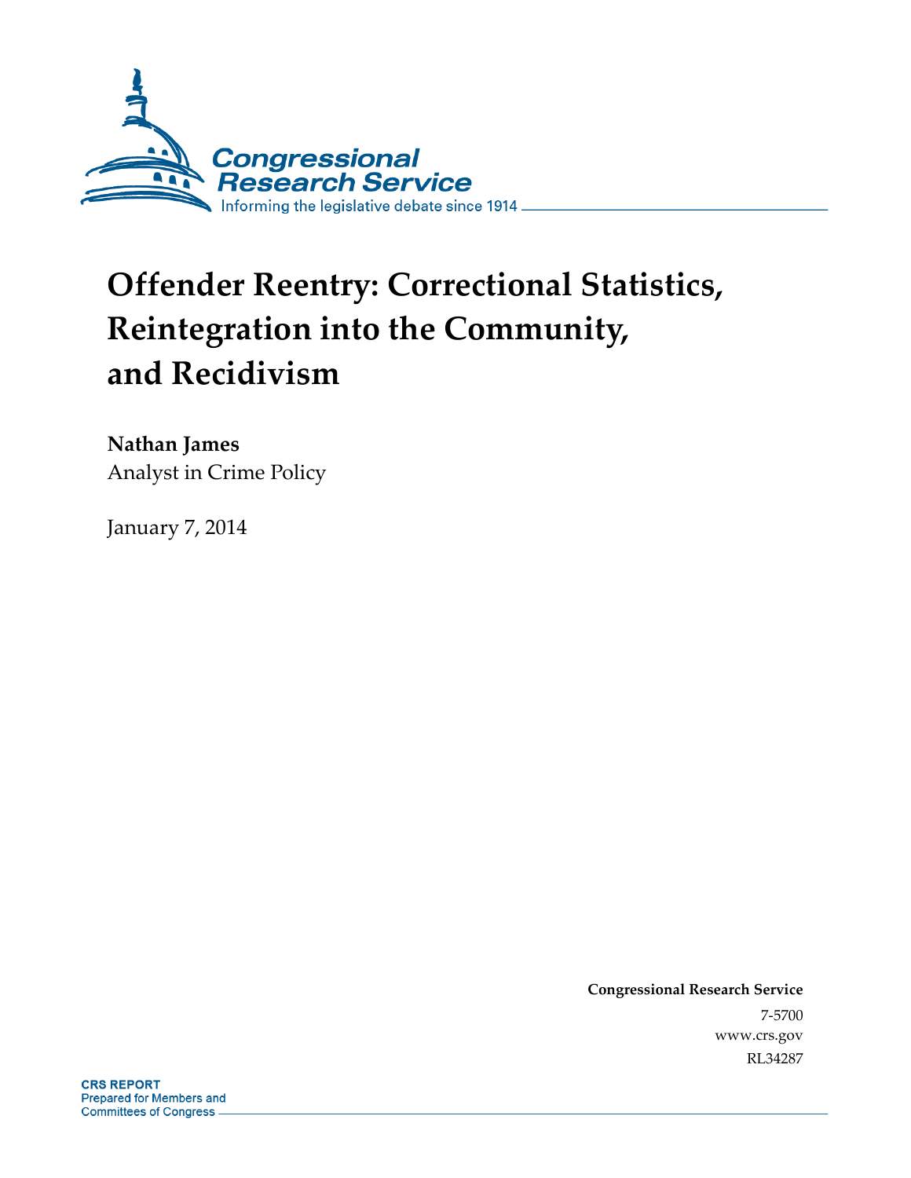Congressional Research Service

Informing the legislative debate since 1914

# Offender Reentry: Correctional Statistics, Reintegration into the Community, and Recidivism

**Nathan James**
Analyst in Crime Policy

January 7, 2014

**Congressional Research Service**
7-5700
www.crs.gov
RL34287

**CRS REPORT**
Prepared for Members and
Committees of Congress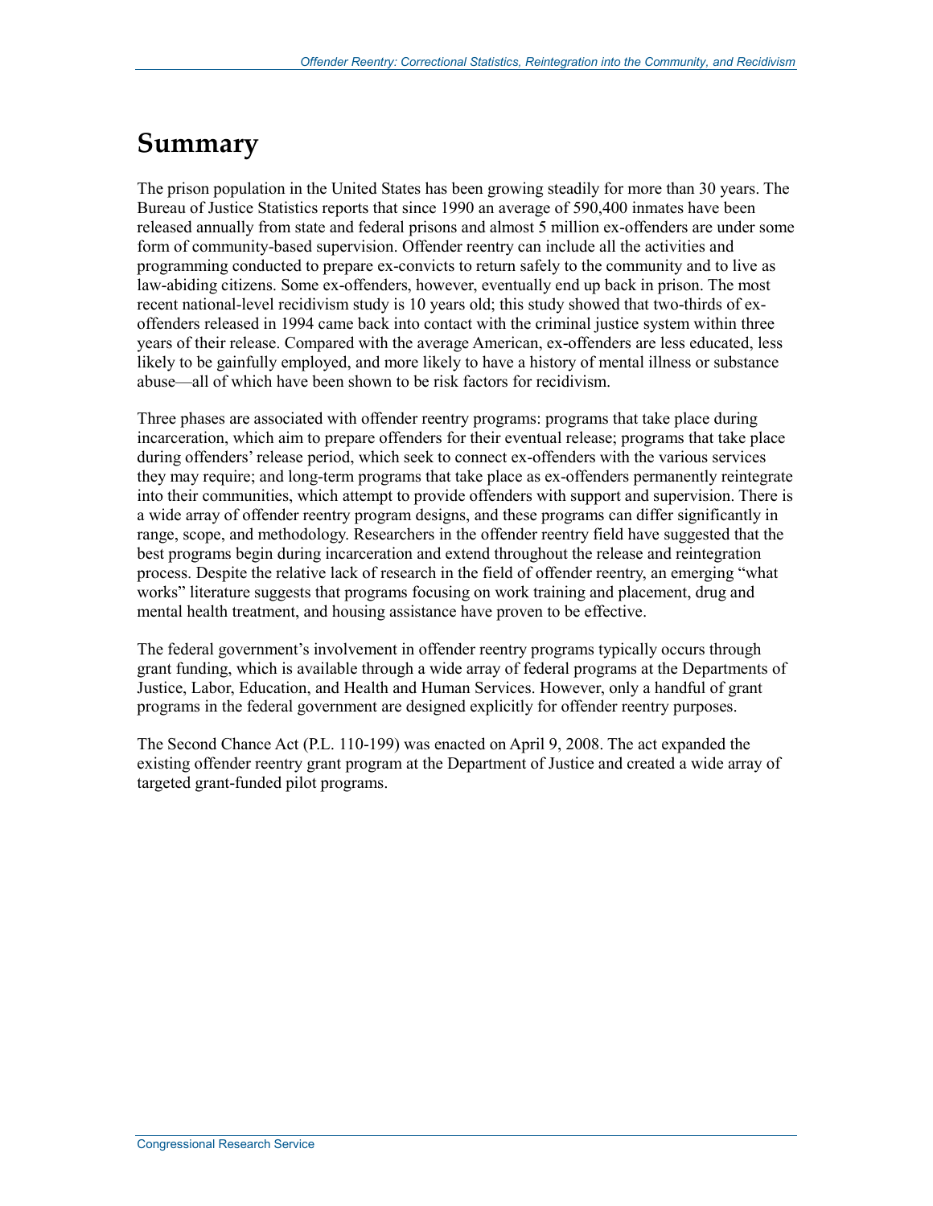# Summary

The prison population in the United States has been growing steadily for more than 30 years. The Bureau of Justice Statistics reports that since 1990 an average of 590,400 inmates have been released annually from state and federal prisons and almost 5 million ex-offenders are under some form of community-based supervision. Offender reentry can include all the activities and programming conducted to prepare ex-convicts to return safely to the community and to live as law-abiding citizens. Some ex-offenders, however, eventually end up back in prison. The most recent national-level recidivism study is 10 years old; this study showed that two-thirds of ex-offenders released in 1994 came back into contact with the criminal justice system within three years of their release. Compared with the average American, ex-offenders are less educated, less likely to be gainfully employed, and more likely to have a history of mental illness or substance abuse—all of which have been shown to be risk factors for recidivism.

Three phases are associated with offender reentry programs: programs that take place during incarceration, which aim to prepare offenders for their eventual release; programs that take place during offenders' release period, which seek to connect ex-offenders with the various services they may require; and long-term programs that take place as ex-offenders permanently reintegrate into their communities, which attempt to provide offenders with support and supervision. There is a wide array of offender reentry program designs, and these programs can differ significantly in range, scope, and methodology. Researchers in the offender reentry field have suggested that the best programs begin during incarceration and extend throughout the release and reintegration process. Despite the relative lack of research in the field of offender reentry, an emerging "what works" literature suggests that programs focusing on work training and placement, drug and mental health treatment, and housing assistance have proven to be effective.

The federal government's involvement in offender reentry programs typically occurs through grant funding, which is available through a wide array of federal programs at the Departments of Justice, Labor, Education, and Health and Human Services. However, only a handful of grant programs in the federal government are designed explicitly for offender reentry purposes.

The Second Chance Act (P.L. 110-199) was enacted on April 9, 2008. The act expanded the existing offender reentry grant program at the Department of Justice and created a wide array of targeted grant-funded pilot programs.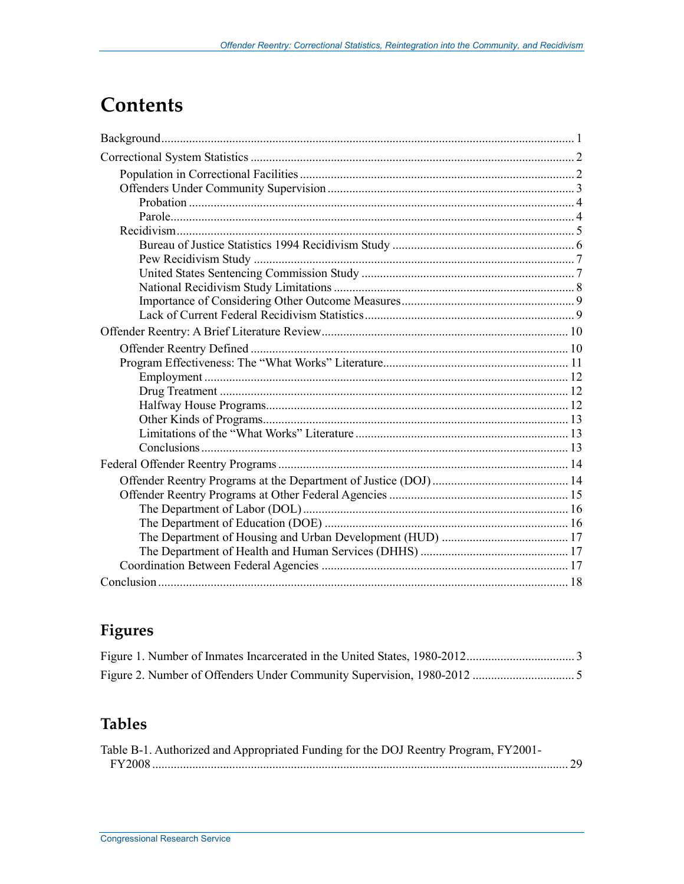# Contents

Background .......... 1

Correctional System Statistics .......... 2

- Population in Correctional Facilities .......... 2
- Offenders Under Community Supervision .......... 3
  - Probation .......... 4
  - Parole .......... 4
- Recidivism .......... 5
  - Bureau of Justice Statistics 1994 Recidivism Study .......... 6
  - Pew Recidivism Study .......... 7
  - United States Sentencing Commission Study .......... 7
  - National Recidivism Study Limitations .......... 8
  - Importance of Considering Other Outcome Measures .......... 9
  - Lack of Current Federal Recidivism Statistics .......... 9

Offender Reentry: A Brief Literature Review .......... 10

- Offender Reentry Defined .......... 10
- Program Effectiveness: The "What Works" Literature .......... 11
  - Employment .......... 12
  - Drug Treatment .......... 12
  - Halfway House Programs .......... 12
  - Other Kinds of Programs .......... 13
  - Limitations of the "What Works" Literature .......... 13
  - Conclusions .......... 13

Federal Offender Reentry Programs .......... 14

- Offender Reentry Programs at the Department of Justice (DOJ) .......... 14
- Offender Reentry Programs at Other Federal Agencies .......... 15
  - The Department of Labor (DOL) .......... 16
  - The Department of Education (DOE) .......... 16
  - The Department of Housing and Urban Development (HUD) .......... 17
  - The Department of Health and Human Services (DHHS) .......... 17
- Coordination Between Federal Agencies .......... 17

Conclusion .......... 18

## Figures

Figure 1. Number of Inmates Incarcerated in the United States, 1980-2012 .......... 3

Figure 2. Number of Offenders Under Community Supervision, 1980-2012 .......... 5

## Tables

Table B-1. Authorized and Appropriated Funding for the DOJ Reentry Program, FY2001-FY2008 .......... 29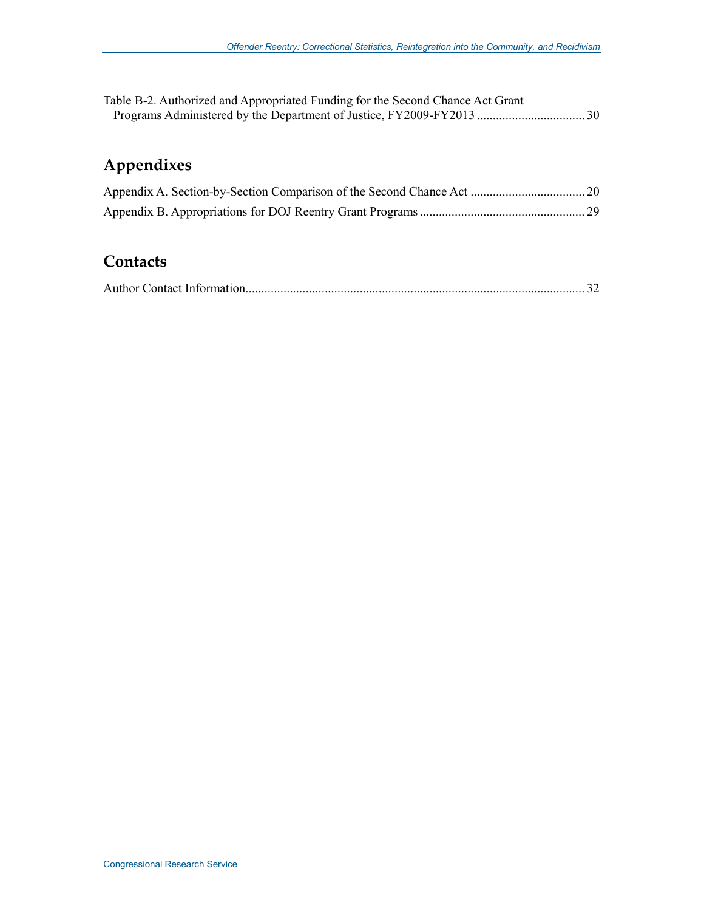Table B-2. Authorized and Appropriated Funding for the Second Chance Act Grant Programs Administered by the Department of Justice, FY2009-FY2013 ................................. 30

## Appendixes

Appendix A. Section-by-Section Comparison of the Second Chance Act .................................... 20

Appendix B. Appropriations for DOJ Reentry Grant Programs .................................................... 29

## Contacts

Author Contact Information........................................................................................................... 32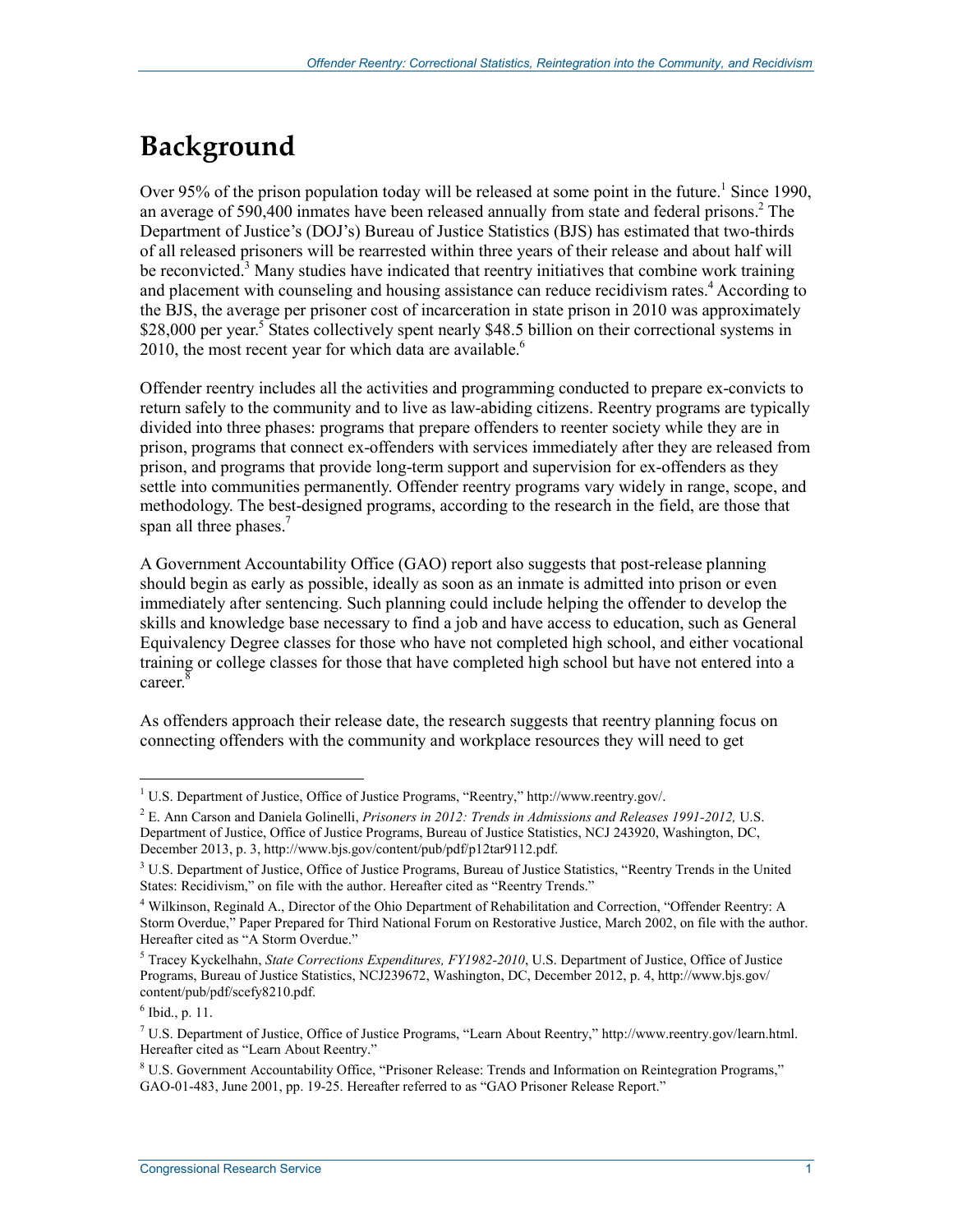# Background

Over 95% of the prison population today will be released at some point in the future.[1] Since 1990, an average of 590,400 inmates have been released annually from state and federal prisons.[2] The Department of Justice's (DOJ's) Bureau of Justice Statistics (BJS) has estimated that two-thirds of all released prisoners will be rearrested within three years of their release and about half will be reconvicted.[3] Many studies have indicated that reentry initiatives that combine work training and placement with counseling and housing assistance can reduce recidivism rates.[4] According to the BJS, the average per prisoner cost of incarceration in state prison in 2010 was approximately $28,000 per year.[5] States collectively spent nearly $48.5 billion on their correctional systems in 2010, the most recent year for which data are available.[6]

Offender reentry includes all the activities and programming conducted to prepare ex-convicts to return safely to the community and to live as law-abiding citizens. Reentry programs are typically divided into three phases: programs that prepare offenders to reenter society while they are in prison, programs that connect ex-offenders with services immediately after they are released from prison, and programs that provide long-term support and supervision for ex-offenders as they settle into communities permanently. Offender reentry programs vary widely in range, scope, and methodology. The best-designed programs, according to the research in the field, are those that span all three phases.[7]

A Government Accountability Office (GAO) report also suggests that post-release planning should begin as early as possible, ideally as soon as an inmate is admitted into prison or even immediately after sentencing. Such planning could include helping the offender to develop the skills and knowledge base necessary to find a job and have access to education, such as General Equivalency Degree classes for those who have not completed high school, and either vocational training or college classes for those that have completed high school but have not entered into a career.[8]

As offenders approach their release date, the research suggests that reentry planning focus on connecting offenders with the community and workplace resources they will need to get

---

[1] U.S. Department of Justice, Office of Justice Programs, "Reentry," http://www.reentry.gov/.

[2] E. Ann Carson and Daniela Golinelli, *Prisoners in 2012: Trends in Admissions and Releases 1991-2012,* U.S. Department of Justice, Office of Justice Programs, Bureau of Justice Statistics, NCJ 243920, Washington, DC, December 2013, p. 3, http://www.bjs.gov/content/pub/pdf/p12tar9112.pdf.

[3] U.S. Department of Justice, Office of Justice Programs, Bureau of Justice Statistics, "Reentry Trends in the United States: Recidivism," on file with the author. Hereafter cited as "Reentry Trends."

[4] Wilkinson, Reginald A., Director of the Ohio Department of Rehabilitation and Correction, "Offender Reentry: A Storm Overdue," Paper Prepared for Third National Forum on Restorative Justice, March 2002, on file with the author. Hereafter cited as "A Storm Overdue."

[5] Tracey Kyckelhahn, *State Corrections Expenditures, FY1982-2010*, U.S. Department of Justice, Office of Justice Programs, Bureau of Justice Statistics, NCJ239672, Washington, DC, December 2012, p. 4, http://www.bjs.gov/content/pub/pdf/scefy8210.pdf.

[6] Ibid., p. 11.

[7] U.S. Department of Justice, Office of Justice Programs, "Learn About Reentry," http://www.reentry.gov/learn.html. Hereafter cited as "Learn About Reentry."

[8] U.S. Government Accountability Office, "Prisoner Release: Trends and Information on Reintegration Programs," GAO-01-483, June 2001, pp. 19-25. Hereafter referred to as "GAO Prisoner Release Report."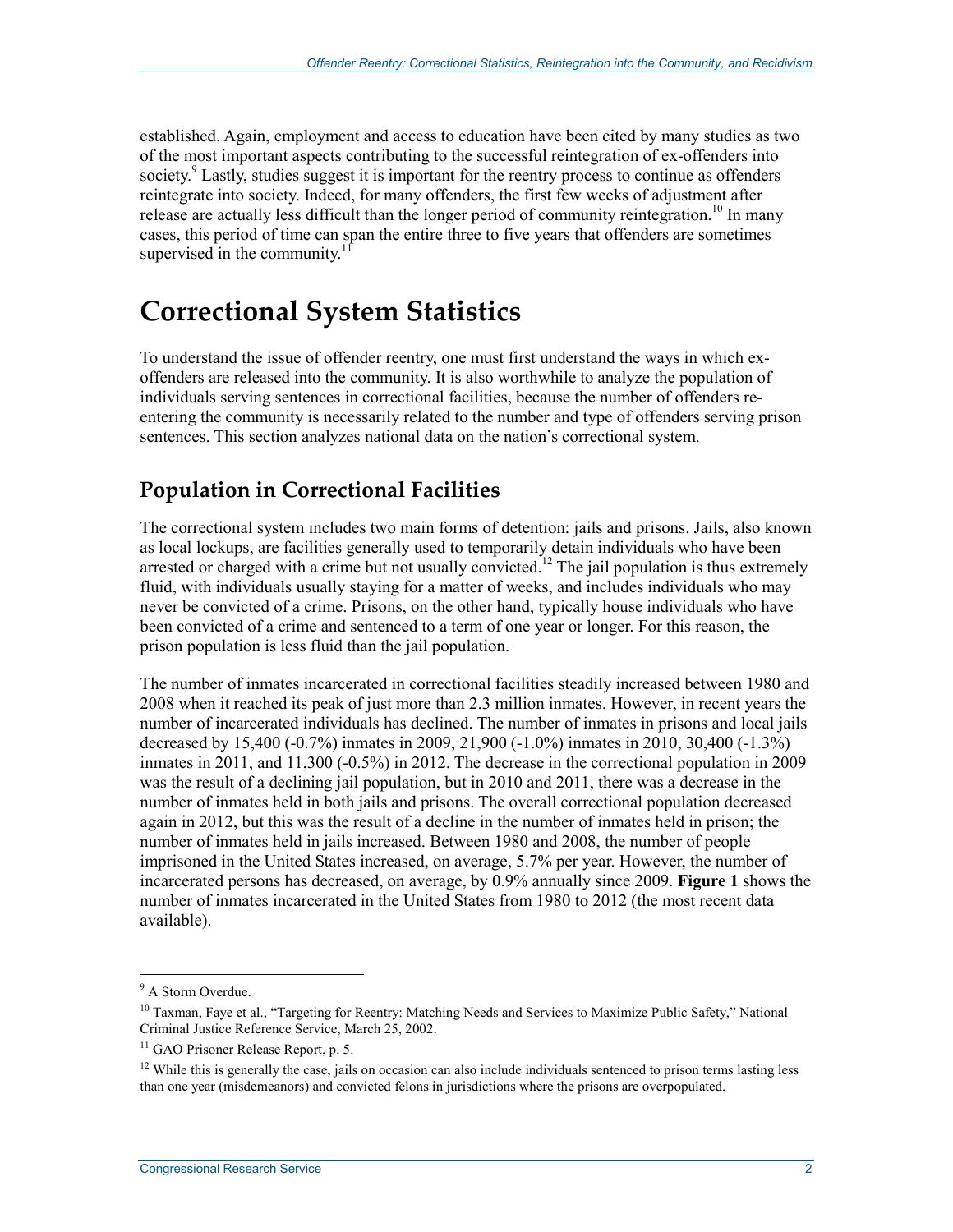established. Again, employment and access to education have been cited by many studies as two of the most important aspects contributing to the successful reintegration of ex-offenders into society.[9] Lastly, studies suggest it is important for the reentry process to continue as offenders reintegrate into society. Indeed, for many offenders, the first few weeks of adjustment after release are actually less difficult than the longer period of community reintegration.[10] In many cases, this period of time can span the entire three to five years that offenders are sometimes supervised in the community.[11]

# Correctional System Statistics

To understand the issue of offender reentry, one must first understand the ways in which ex-offenders are released into the community. It is also worthwhile to analyze the population of individuals serving sentences in correctional facilities, because the number of offenders re-entering the community is necessarily related to the number and type of offenders serving prison sentences. This section analyzes national data on the nation's correctional system.

## Population in Correctional Facilities

The correctional system includes two main forms of detention: jails and prisons. Jails, also known as local lockups, are facilities generally used to temporarily detain individuals who have been arrested or charged with a crime but not usually convicted.[12] The jail population is thus extremely fluid, with individuals usually staying for a matter of weeks, and includes individuals who may never be convicted of a crime. Prisons, on the other hand, typically house individuals who have been convicted of a crime and sentenced to a term of one year or longer. For this reason, the prison population is less fluid than the jail population.

The number of inmates incarcerated in correctional facilities steadily increased between 1980 and 2008 when it reached its peak of just more than 2.3 million inmates. However, in recent years the number of incarcerated individuals has declined. The number of inmates in prisons and local jails decreased by 15,400 (-0.7%) inmates in 2009, 21,900 (-1.0%) inmates in 2010, 30,400 (-1.3%) inmates in 2011, and 11,300 (-0.5%) in 2012. The decrease in the correctional population in 2009 was the result of a declining jail population, but in 2010 and 2011, there was a decrease in the number of inmates held in both jails and prisons. The overall correctional population decreased again in 2012, but this was the result of a decline in the number of inmates held in prison; the number of inmates held in jails increased. Between 1980 and 2008, the number of people imprisoned in the United States increased, on average, 5.7% per year. However, the number of incarcerated persons has decreased, on average, by 0.9% annually since 2009. **Figure 1** shows the number of inmates incarcerated in the United States from 1980 to 2012 (the most recent data available).

---

[9] A Storm Overdue.

[10] Taxman, Faye et al., "Targeting for Reentry: Matching Needs and Services to Maximize Public Safety," National Criminal Justice Reference Service, March 25, 2002.

[11] GAO Prisoner Release Report, p. 5.

[12] While this is generally the case, jails on occasion can also include individuals sentenced to prison terms lasting less than one year (misdemeanors) and convicted felons in jurisdictions where the prisons are overpopulated.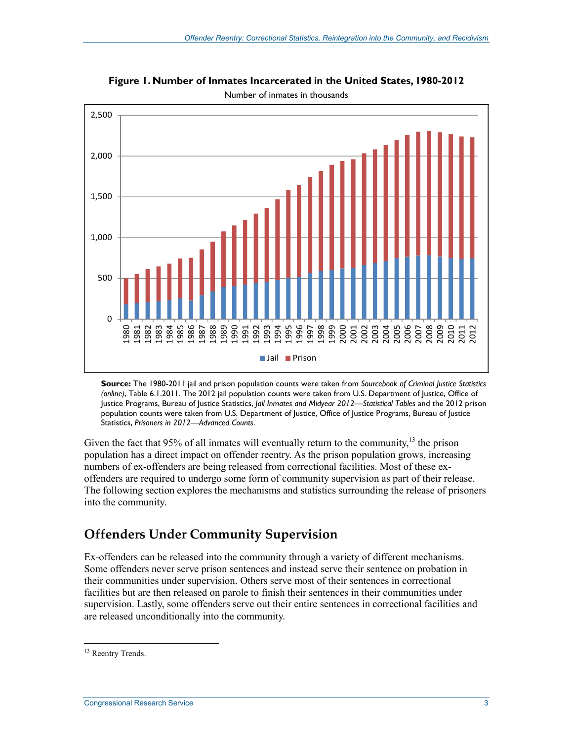**Figure 1. Number of Inmates Incarcerated in the United States, 1980-2012**

Number of inmates in thousands

**Source:** The 1980-2011 jail and prison population counts were taken from *Sourcebook of Criminal Justice Statistics (online)*, Table 6.1.2011. The 2012 jail population counts were taken from U.S. Department of Justice, Office of Justice Programs, Bureau of Justice Statistics, *Jail Inmates and Midyear 2012—Statistical Tables* and the 2012 prison population counts were taken from U.S. Department of Justice, Office of Justice Programs, Bureau of Justice Statistics, *Prisoners in 2012—Advanced Counts*.

Given the fact that 95% of all inmates will eventually return to the community,[13] the prison population has a direct impact on offender reentry. As the prison population grows, increasing numbers of ex-offenders are being released from correctional facilities. Most of these ex-offenders are required to undergo some form of community supervision as part of their release. The following section explores the mechanisms and statistics surrounding the release of prisoners into the community.

## Offenders Under Community Supervision

Ex-offenders can be released into the community through a variety of different mechanisms. Some offenders never serve prison sentences and instead serve their sentence on probation in their communities under supervision. Others serve most of their sentences in correctional facilities but are then released on parole to finish their sentences in their communities under supervision. Lastly, some offenders serve out their entire sentences in correctional facilities and are released unconditionally into the community.

---

[13] Reentry Trends.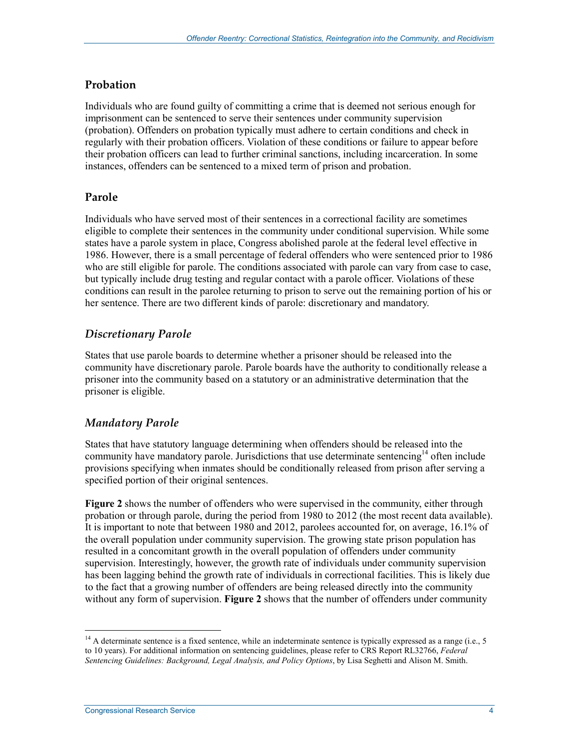## Probation

Individuals who are found guilty of committing a crime that is deemed not serious enough for imprisonment can be sentenced to serve their sentences under community supervision (probation). Offenders on probation typically must adhere to certain conditions and check in regularly with their probation officers. Violation of these conditions or failure to appear before their probation officers can lead to further criminal sanctions, including incarceration. In some instances, offenders can be sentenced to a mixed term of prison and probation.

## Parole

Individuals who have served most of their sentences in a correctional facility are sometimes eligible to complete their sentences in the community under conditional supervision. While some states have a parole system in place, Congress abolished parole at the federal level effective in 1986. However, there is a small percentage of federal offenders who were sentenced prior to 1986 who are still eligible for parole. The conditions associated with parole can vary from case to case, but typically include drug testing and regular contact with a parole officer. Violations of these conditions can result in the parolee returning to prison to serve out the remaining portion of his or her sentence. There are two different kinds of parole: discretionary and mandatory.

### *Discretionary Parole*

States that use parole boards to determine whether a prisoner should be released into the community have discretionary parole. Parole boards have the authority to conditionally release a prisoner into the community based on a statutory or an administrative determination that the prisoner is eligible.

### *Mandatory Parole*

States that have statutory language determining when offenders should be released into the community have mandatory parole. Jurisdictions that use determinate sentencing[14] often include provisions specifying when inmates should be conditionally released from prison after serving a specified portion of their original sentences.

**Figure 2** shows the number of offenders who were supervised in the community, either through probation or through parole, during the period from 1980 to 2012 (the most recent data available). It is important to note that between 1980 and 2012, parolees accounted for, on average, 16.1% of the overall population under community supervision. The growing state prison population has resulted in a concomitant growth in the overall population of offenders under community supervision. Interestingly, however, the growth rate of individuals under community supervision has been lagging behind the growth rate of individuals in correctional facilities. This is likely due to the fact that a growing number of offenders are being released directly into the community without any form of supervision. **Figure 2** shows that the number of offenders under community

---

[14] A determinate sentence is a fixed sentence, while an indeterminate sentence is typically expressed as a range (i.e., 5 to 10 years). For additional information on sentencing guidelines, please refer to CRS Report RL32766, *Federal Sentencing Guidelines: Background, Legal Analysis, and Policy Options*, by Lisa Seghetti and Alison M. Smith.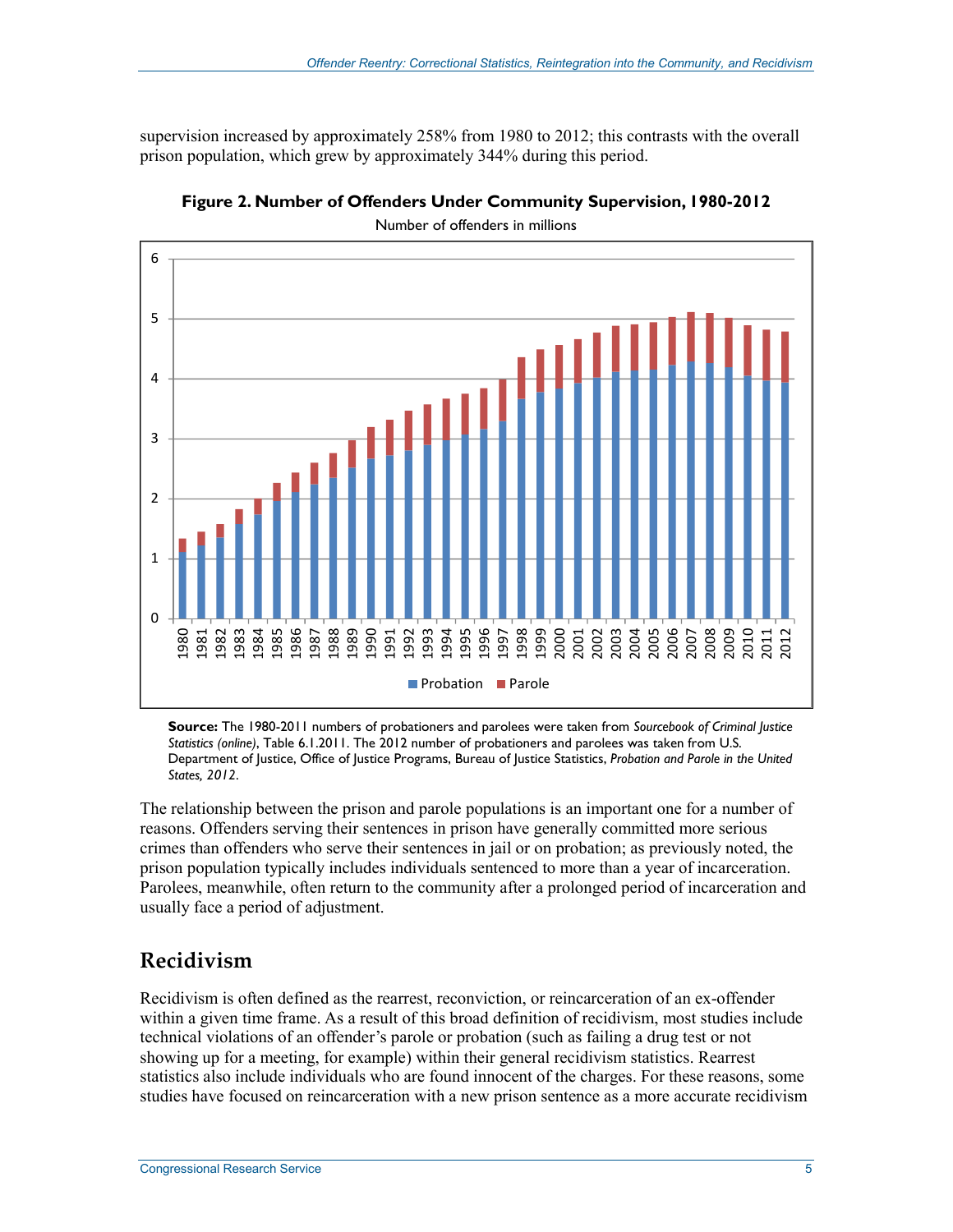supervision increased by approximately 258% from 1980 to 2012; this contrasts with the overall prison population, which grew by approximately 344% during this period.

**Figure 2. Number of Offenders Under Community Supervision, 1980-2012**

Number of offenders in millions

**Source:** The 1980-2011 numbers of probationers and parolees were taken from *Sourcebook of Criminal Justice Statistics (online)*, Table 6.1.2011. The 2012 number of probationers and parolees was taken from U.S. Department of Justice, Office of Justice Programs, Bureau of Justice Statistics, *Probation and Parole in the United States, 2012*.

The relationship between the prison and parole populations is an important one for a number of reasons. Offenders serving their sentences in prison have generally committed more serious crimes than offenders who serve their sentences in jail or on probation; as previously noted, the prison population typically includes individuals sentenced to more than a year of incarceration. Parolees, meanwhile, often return to the community after a prolonged period of incarceration and usually face a period of adjustment.

## Recidivism

Recidivism is often defined as the rearrest, reconviction, or reincarceration of an ex-offender within a given time frame. As a result of this broad definition of recidivism, most studies include technical violations of an offender's parole or probation (such as failing a drug test or not showing up for a meeting, for example) within their general recidivism statistics. Rearrest statistics also include individuals who are found innocent of the charges. For these reasons, some studies have focused on reincarceration with a new prison sentence as a more accurate recidivism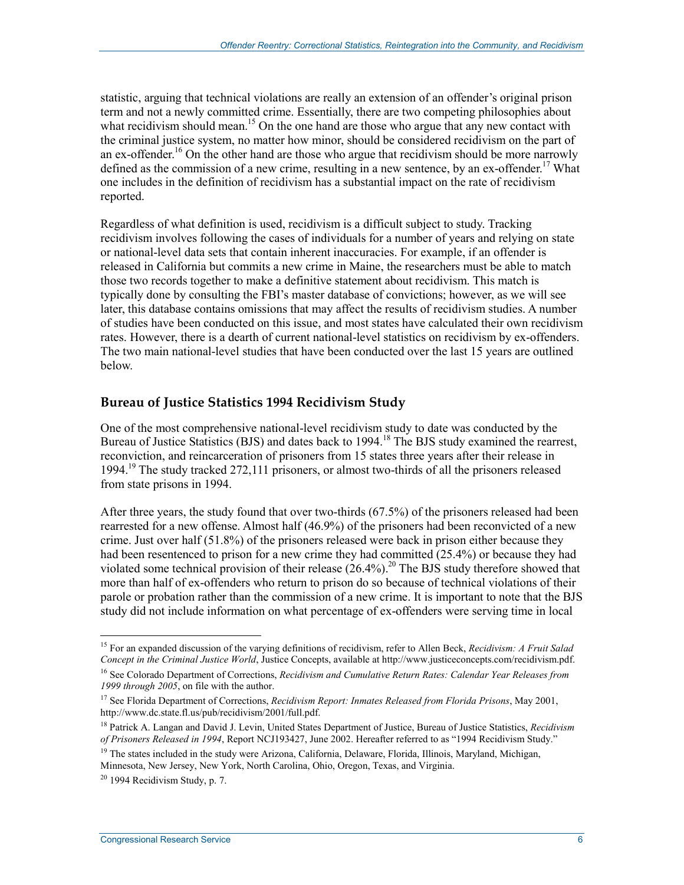statistic, arguing that technical violations are really an extension of an offender's original prison term and not a newly committed crime. Essentially, there are two competing philosophies about what recidivism should mean.[15] On the one hand are those who argue that any new contact with the criminal justice system, no matter how minor, should be considered recidivism on the part of an ex-offender.[16] On the other hand are those who argue that recidivism should be more narrowly defined as the commission of a new crime, resulting in a new sentence, by an ex-offender.[17] What one includes in the definition of recidivism has a substantial impact on the rate of recidivism reported.

Regardless of what definition is used, recidivism is a difficult subject to study. Tracking recidivism involves following the cases of individuals for a number of years and relying on state or national-level data sets that contain inherent inaccuracies. For example, if an offender is released in California but commits a new crime in Maine, the researchers must be able to match those two records together to make a definitive statement about recidivism. This match is typically done by consulting the FBI's master database of convictions; however, as we will see later, this database contains omissions that may affect the results of recidivism studies. A number of studies have been conducted on this issue, and most states have calculated their own recidivism rates. However, there is a dearth of current national-level statistics on recidivism by ex-offenders. The two main national-level studies that have been conducted over the last 15 years are outlined below.

### Bureau of Justice Statistics 1994 Recidivism Study

One of the most comprehensive national-level recidivism study to date was conducted by the Bureau of Justice Statistics (BJS) and dates back to 1994.[18] The BJS study examined the rearrest, reconviction, and reincarceration of prisoners from 15 states three years after their release in 1994.[19] The study tracked 272,111 prisoners, or almost two-thirds of all the prisoners released from state prisons in 1994.

After three years, the study found that over two-thirds (67.5%) of the prisoners released had been rearrested for a new offense. Almost half (46.9%) of the prisoners had been reconvicted of a new crime. Just over half (51.8%) of the prisoners released were back in prison either because they had been resentenced to prison for a new crime they had committed (25.4%) or because they had violated some technical provision of their release (26.4%).[20] The BJS study therefore showed that more than half of ex-offenders who return to prison do so because of technical violations of their parole or probation rather than the commission of a new crime. It is important to note that the BJS study did not include information on what percentage of ex-offenders were serving time in local

---

[15] For an expanded discussion of the varying definitions of recidivism, refer to Allen Beck, *Recidivism: A Fruit Salad Concept in the Criminal Justice World*, Justice Concepts, available at http://www.justiceconcepts.com/recidivism.pdf.

[16] See Colorado Department of Corrections, *Recidivism and Cumulative Return Rates: Calendar Year Releases from 1999 through 2005*, on file with the author.

[17] See Florida Department of Corrections, *Recidivism Report: Inmates Released from Florida Prisons*, May 2001, http://www.dc.state.fl.us/pub/recidivism/2001/full.pdf.

[18] Patrick A. Langan and David J. Levin, United States Department of Justice, Bureau of Justice Statistics, *Recidivism of Prisoners Released in 1994*, Report NCJ193427, June 2002. Hereafter referred to as "1994 Recidivism Study."

[19] The states included in the study were Arizona, California, Delaware, Florida, Illinois, Maryland, Michigan, Minnesota, New Jersey, New York, North Carolina, Ohio, Oregon, Texas, and Virginia.

[20] 1994 Recidivism Study, p. 7.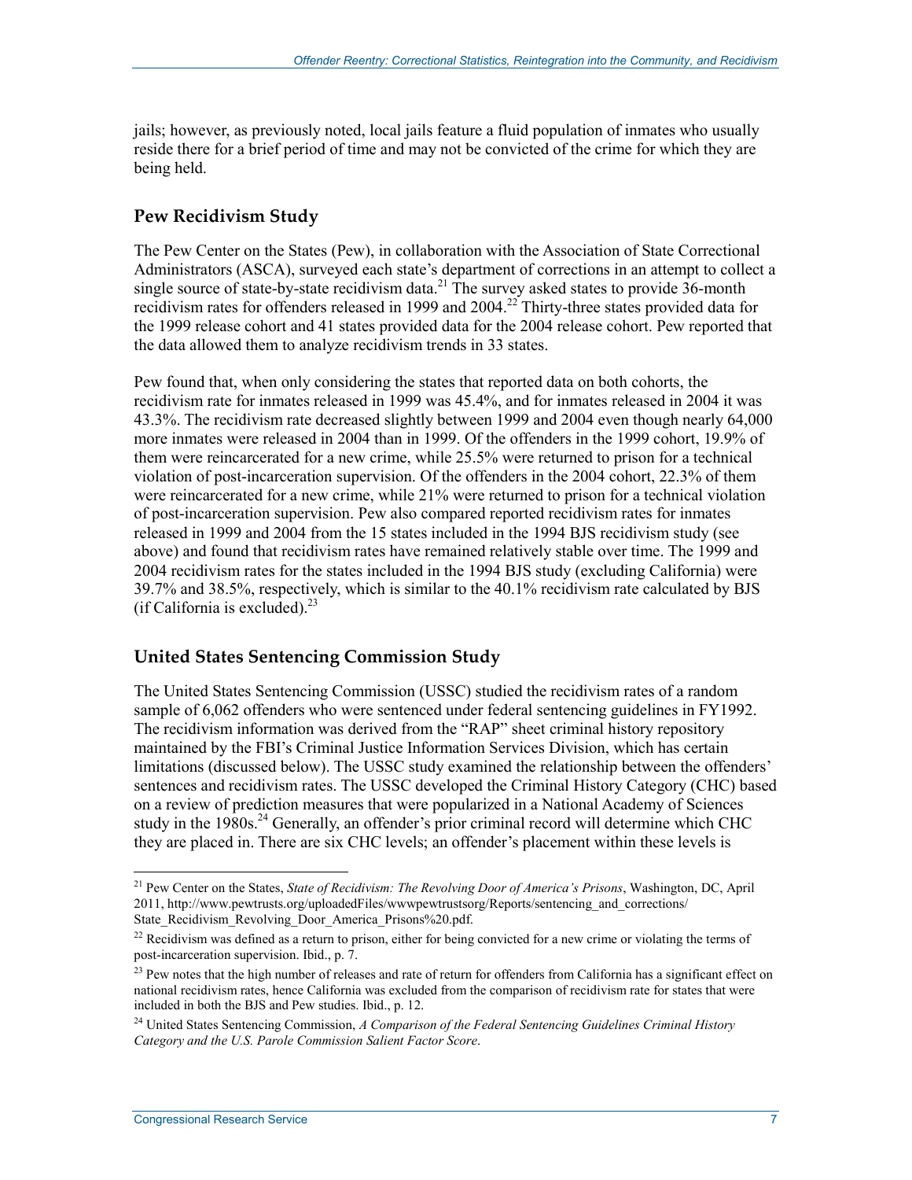jails; however, as previously noted, local jails feature a fluid population of inmates who usually reside there for a brief period of time and may not be convicted of the crime for which they are being held.

### Pew Recidivism Study

The Pew Center on the States (Pew), in collaboration with the Association of State Correctional Administrators (ASCA), surveyed each state's department of corrections in an attempt to collect a single source of state-by-state recidivism data.[21] The survey asked states to provide 36-month recidivism rates for offenders released in 1999 and 2004.[22] Thirty-three states provided data for the 1999 release cohort and 41 states provided data for the 2004 release cohort. Pew reported that the data allowed them to analyze recidivism trends in 33 states.

Pew found that, when only considering the states that reported data on both cohorts, the recidivism rate for inmates released in 1999 was 45.4%, and for inmates released in 2004 it was 43.3%. The recidivism rate decreased slightly between 1999 and 2004 even though nearly 64,000 more inmates were released in 2004 than in 1999. Of the offenders in the 1999 cohort, 19.9% of them were reincarcerated for a new crime, while 25.5% were returned to prison for a technical violation of post-incarceration supervision. Of the offenders in the 2004 cohort, 22.3% of them were reincarcerated for a new crime, while 21% were returned to prison for a technical violation of post-incarceration supervision. Pew also compared reported recidivism rates for inmates released in 1999 and 2004 from the 15 states included in the 1994 BJS recidivism study (see above) and found that recidivism rates have remained relatively stable over time. The 1999 and 2004 recidivism rates for the states included in the 1994 BJS study (excluding California) were 39.7% and 38.5%, respectively, which is similar to the 40.1% recidivism rate calculated by BJS (if California is excluded).[23]

### United States Sentencing Commission Study

The United States Sentencing Commission (USSC) studied the recidivism rates of a random sample of 6,062 offenders who were sentenced under federal sentencing guidelines in FY1992. The recidivism information was derived from the "RAP" sheet criminal history repository maintained by the FBI's Criminal Justice Information Services Division, which has certain limitations (discussed below). The USSC study examined the relationship between the offenders' sentences and recidivism rates. The USSC developed the Criminal History Category (CHC) based on a review of prediction measures that were popularized in a National Academy of Sciences study in the 1980s.[24] Generally, an offender's prior criminal record will determine which CHC they are placed in. There are six CHC levels; an offender's placement within these levels is

---

[21] Pew Center on the States, *State of Recidivism: The Revolving Door of America's Prisons*, Washington, DC, April 2011, http://www.pewtrusts.org/uploadedFiles/wwwpewtrustsorg/Reports/sentencing_and_corrections/State_Recidivism_Revolving_Door_America_Prisons%20.pdf.

[22] Recidivism was defined as a return to prison, either for being convicted for a new crime or violating the terms of post-incarceration supervision. Ibid., p. 7.

[23] Pew notes that the high number of releases and rate of return for offenders from California has a significant effect on national recidivism rates, hence California was excluded from the comparison of recidivism rate for states that were included in both the BJS and Pew studies. Ibid., p. 12.

[24] United States Sentencing Commission, *A Comparison of the Federal Sentencing Guidelines Criminal History Category and the U.S. Parole Commission Salient Factor Score*.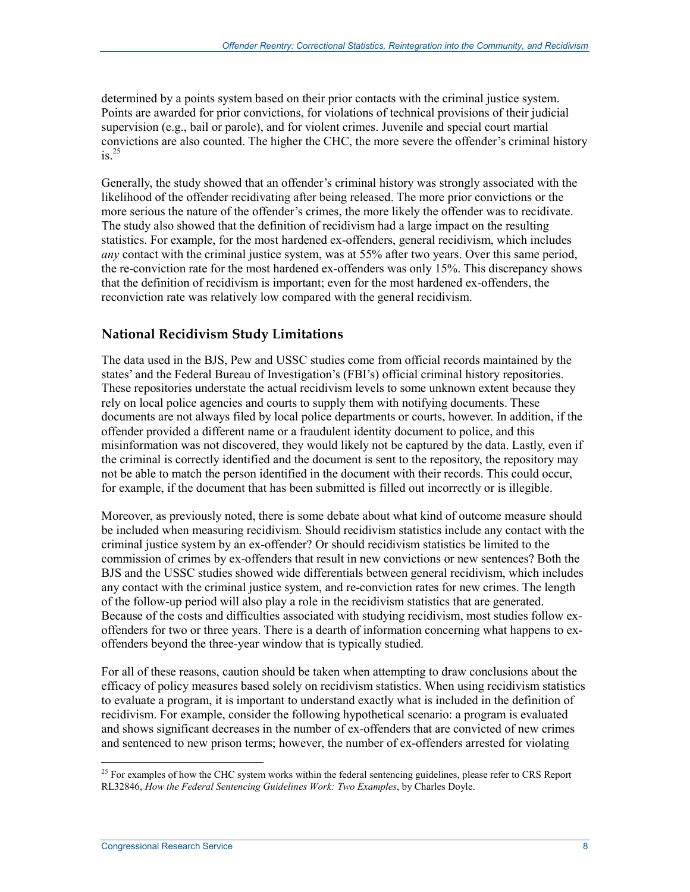determined by a points system based on their prior contacts with the criminal justice system. Points are awarded for prior convictions, for violations of technical provisions of their judicial supervision (e.g., bail or parole), and for violent crimes. Juvenile and special court martial convictions are also counted. The higher the CHC, the more severe the offender's criminal history is.[25]

Generally, the study showed that an offender's criminal history was strongly associated with the likelihood of the offender recidivating after being released. The more prior convictions or the more serious the nature of the offender's crimes, the more likely the offender was to recidivate. The study also showed that the definition of recidivism had a large impact on the resulting statistics. For example, for the most hardened ex-offenders, general recidivism, which includes *any* contact with the criminal justice system, was at 55% after two years. Over this same period, the re-conviction rate for the most hardened ex-offenders was only 15%. This discrepancy shows that the definition of recidivism is important; even for the most hardened ex-offenders, the reconviction rate was relatively low compared with the general recidivism.

## National Recidivism Study Limitations

The data used in the BJS, Pew and USSC studies come from official records maintained by the states' and the Federal Bureau of Investigation's (FBI's) official criminal history repositories. These repositories understate the actual recidivism levels to some unknown extent because they rely on local police agencies and courts to supply them with notifying documents. These documents are not always filed by local police departments or courts, however. In addition, if the offender provided a different name or a fraudulent identity document to police, and this misinformation was not discovered, they would likely not be captured by the data. Lastly, even if the criminal is correctly identified and the document is sent to the repository, the repository may not be able to match the person identified in the document with their records. This could occur, for example, if the document that has been submitted is filled out incorrectly or is illegible.

Moreover, as previously noted, there is some debate about what kind of outcome measure should be included when measuring recidivism. Should recidivism statistics include any contact with the criminal justice system by an ex-offender? Or should recidivism statistics be limited to the commission of crimes by ex-offenders that result in new convictions or new sentences? Both the BJS and the USSC studies showed wide differentials between general recidivism, which includes any contact with the criminal justice system, and re-conviction rates for new crimes. The length of the follow-up period will also play a role in the recidivism statistics that are generated. Because of the costs and difficulties associated with studying recidivism, most studies follow ex-offenders for two or three years. There is a dearth of information concerning what happens to ex-offenders beyond the three-year window that is typically studied.

For all of these reasons, caution should be taken when attempting to draw conclusions about the efficacy of policy measures based solely on recidivism statistics. When using recidivism statistics to evaluate a program, it is important to understand exactly what is included in the definition of recidivism. For example, consider the following hypothetical scenario: a program is evaluated and shows significant decreases in the number of ex-offenders that are convicted of new crimes and sentenced to new prison terms; however, the number of ex-offenders arrested for violating

[25] For examples of how the CHC system works within the federal sentencing guidelines, please refer to CRS Report RL32846, *How the Federal Sentencing Guidelines Work: Two Examples*, by Charles Doyle.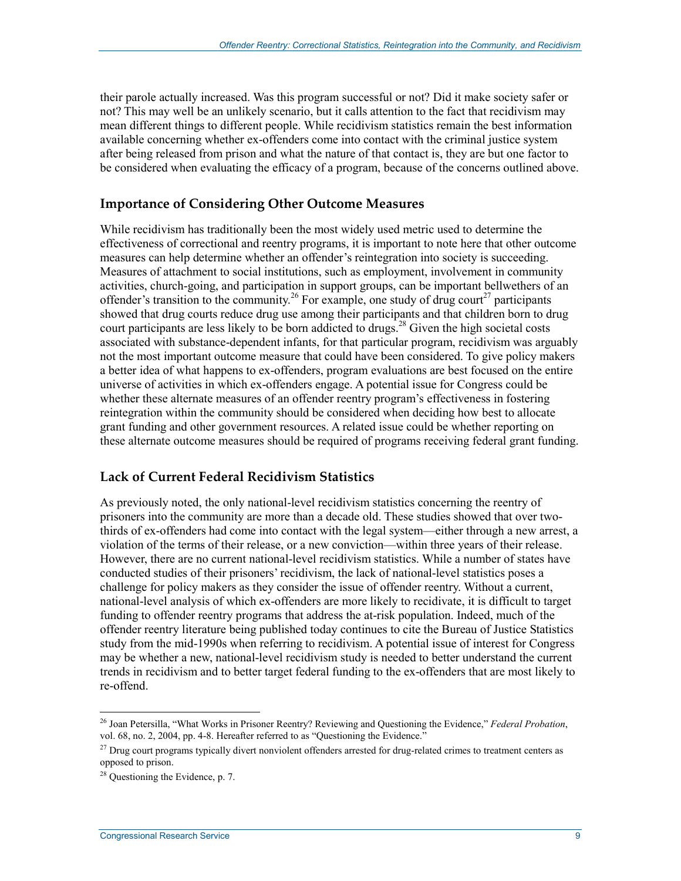their parole actually increased. Was this program successful or not? Did it make society safer or not? This may well be an unlikely scenario, but it calls attention to the fact that recidivism may mean different things to different people. While recidivism statistics remain the best information available concerning whether ex-offenders come into contact with the criminal justice system after being released from prison and what the nature of that contact is, they are but one factor to be considered when evaluating the efficacy of a program, because of the concerns outlined above.

### Importance of Considering Other Outcome Measures

While recidivism has traditionally been the most widely used metric used to determine the effectiveness of correctional and reentry programs, it is important to note here that other outcome measures can help determine whether an offender's reintegration into society is succeeding. Measures of attachment to social institutions, such as employment, involvement in community activities, church-going, and participation in support groups, can be important bellwethers of an offender's transition to the community.[26] For example, one study of drug court[27] participants showed that drug courts reduce drug use among their participants and that children born to drug court participants are less likely to be born addicted to drugs.[28] Given the high societal costs associated with substance-dependent infants, for that particular program, recidivism was arguably not the most important outcome measure that could have been considered. To give policy makers a better idea of what happens to ex-offenders, program evaluations are best focused on the entire universe of activities in which ex-offenders engage. A potential issue for Congress could be whether these alternate measures of an offender reentry program's effectiveness in fostering reintegration within the community should be considered when deciding how best to allocate grant funding and other government resources. A related issue could be whether reporting on these alternate outcome measures should be required of programs receiving federal grant funding.

### Lack of Current Federal Recidivism Statistics

As previously noted, the only national-level recidivism statistics concerning the reentry of prisoners into the community are more than a decade old. These studies showed that over two-thirds of ex-offenders had come into contact with the legal system—either through a new arrest, a violation of the terms of their release, or a new conviction—within three years of their release. However, there are no current national-level recidivism statistics. While a number of states have conducted studies of their prisoners' recidivism, the lack of national-level statistics poses a challenge for policy makers as they consider the issue of offender reentry. Without a current, national-level analysis of which ex-offenders are more likely to recidivate, it is difficult to target funding to offender reentry programs that address the at-risk population. Indeed, much of the offender reentry literature being published today continues to cite the Bureau of Justice Statistics study from the mid-1990s when referring to recidivism. A potential issue of interest for Congress may be whether a new, national-level recidivism study is needed to better understand the current trends in recidivism and to better target federal funding to the ex-offenders that are most likely to re-offend.

---

[26] Joan Petersilla, "What Works in Prisoner Reentry? Reviewing and Questioning the Evidence," *Federal Probation*, vol. 68, no. 2, 2004, pp. 4-8. Hereafter referred to as "Questioning the Evidence."

[27] Drug court programs typically divert nonviolent offenders arrested for drug-related crimes to treatment centers as opposed to prison.

[28] Questioning the Evidence, p. 7.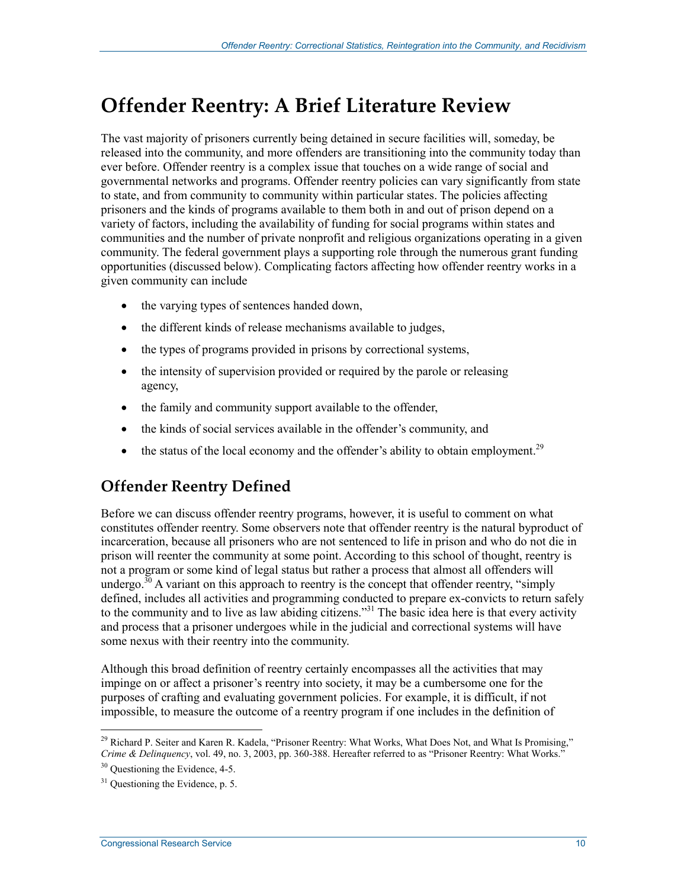# Offender Reentry: A Brief Literature Review

The vast majority of prisoners currently being detained in secure facilities will, someday, be released into the community, and more offenders are transitioning into the community today than ever before. Offender reentry is a complex issue that touches on a wide range of social and governmental networks and programs. Offender reentry policies can vary significantly from state to state, and from community to community within particular states. The policies affecting prisoners and the kinds of programs available to them both in and out of prison depend on a variety of factors, including the availability of funding for social programs within states and communities and the number of private nonprofit and religious organizations operating in a given community. The federal government plays a supporting role through the numerous grant funding opportunities (discussed below). Complicating factors affecting how offender reentry works in a given community can include

- the varying types of sentences handed down,
- the different kinds of release mechanisms available to judges,
- the types of programs provided in prisons by correctional systems,
- the intensity of supervision provided or required by the parole or releasing agency,
- the family and community support available to the offender,
- the kinds of social services available in the offender's community, and
- the status of the local economy and the offender's ability to obtain employment.[29]

## Offender Reentry Defined

Before we can discuss offender reentry programs, however, it is useful to comment on what constitutes offender reentry. Some observers note that offender reentry is the natural byproduct of incarceration, because all prisoners who are not sentenced to life in prison and who do not die in prison will reenter the community at some point. According to this school of thought, reentry is not a program or some kind of legal status but rather a process that almost all offenders will undergo.[30] A variant on this approach to reentry is the concept that offender reentry, "simply defined, includes all activities and programming conducted to prepare ex-convicts to return safely to the community and to live as law abiding citizens."[31] The basic idea here is that every activity and process that a prisoner undergoes while in the judicial and correctional systems will have some nexus with their reentry into the community.

Although this broad definition of reentry certainly encompasses all the activities that may impinge on or affect a prisoner's reentry into society, it may be a cumbersome one for the purposes of crafting and evaluating government policies. For example, it is difficult, if not impossible, to measure the outcome of a reentry program if one includes in the definition of

---

[29] Richard P. Seiter and Karen R. Kadela, "Prisoner Reentry: What Works, What Does Not, and What Is Promising," *Crime & Delinquency*, vol. 49, no. 3, 2003, pp. 360-388. Hereafter referred to as "Prisoner Reentry: What Works."

[30] Questioning the Evidence, 4-5.

[31] Questioning the Evidence, p. 5.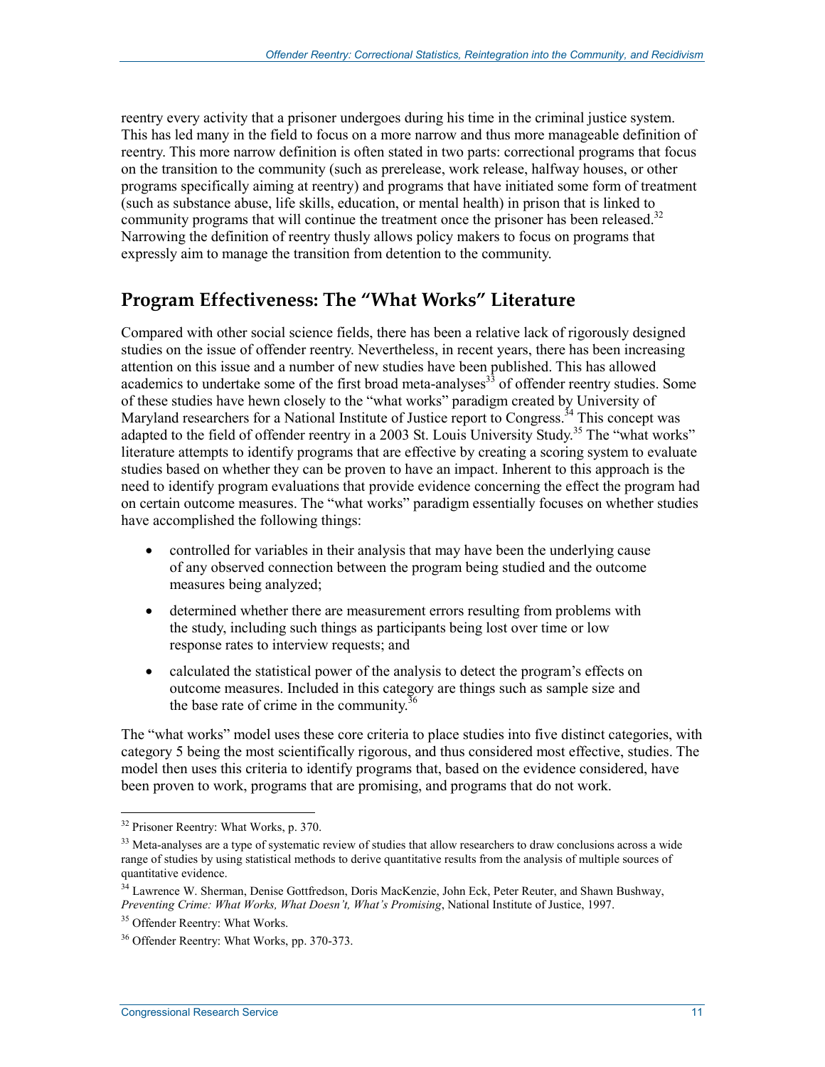reentry every activity that a prisoner undergoes during his time in the criminal justice system. This has led many in the field to focus on a more narrow and thus more manageable definition of reentry. This more narrow definition is often stated in two parts: correctional programs that focus on the transition to the community (such as prerelease, work release, halfway houses, or other programs specifically aiming at reentry) and programs that have initiated some form of treatment (such as substance abuse, life skills, education, or mental health) in prison that is linked to community programs that will continue the treatment once the prisoner has been released.[32] Narrowing the definition of reentry thusly allows policy makers to focus on programs that expressly aim to manage the transition from detention to the community.

## Program Effectiveness: The "What Works" Literature

Compared with other social science fields, there has been a relative lack of rigorously designed studies on the issue of offender reentry. Nevertheless, in recent years, there has been increasing attention on this issue and a number of new studies have been published. This has allowed academics to undertake some of the first broad meta-analyses[33] of offender reentry studies. Some of these studies have hewn closely to the "what works" paradigm created by University of Maryland researchers for a National Institute of Justice report to Congress.[34] This concept was adapted to the field of offender reentry in a 2003 St. Louis University Study.[35] The "what works" literature attempts to identify programs that are effective by creating a scoring system to evaluate studies based on whether they can be proven to have an impact. Inherent to this approach is the need to identify program evaluations that provide evidence concerning the effect the program had on certain outcome measures. The "what works" paradigm essentially focuses on whether studies have accomplished the following things:

- controlled for variables in their analysis that may have been the underlying cause of any observed connection between the program being studied and the outcome measures being analyzed;
- determined whether there are measurement errors resulting from problems with the study, including such things as participants being lost over time or low response rates to interview requests; and
- calculated the statistical power of the analysis to detect the program's effects on outcome measures. Included in this category are things such as sample size and the base rate of crime in the community.[36]

The "what works" model uses these core criteria to place studies into five distinct categories, with category 5 being the most scientifically rigorous, and thus considered most effective, studies. The model then uses this criteria to identify programs that, based on the evidence considered, have been proven to work, programs that are promising, and programs that do not work.

---

[32] Prisoner Reentry: What Works, p. 370.

[33] Meta-analyses are a type of systematic review of studies that allow researchers to draw conclusions across a wide range of studies by using statistical methods to derive quantitative results from the analysis of multiple sources of quantitative evidence.

[34] Lawrence W. Sherman, Denise Gottfredson, Doris MacKenzie, John Eck, Peter Reuter, and Shawn Bushway, *Preventing Crime: What Works, What Doesn't, What's Promising*, National Institute of Justice, 1997.

[35] Offender Reentry: What Works.

[36] Offender Reentry: What Works, pp. 370-373.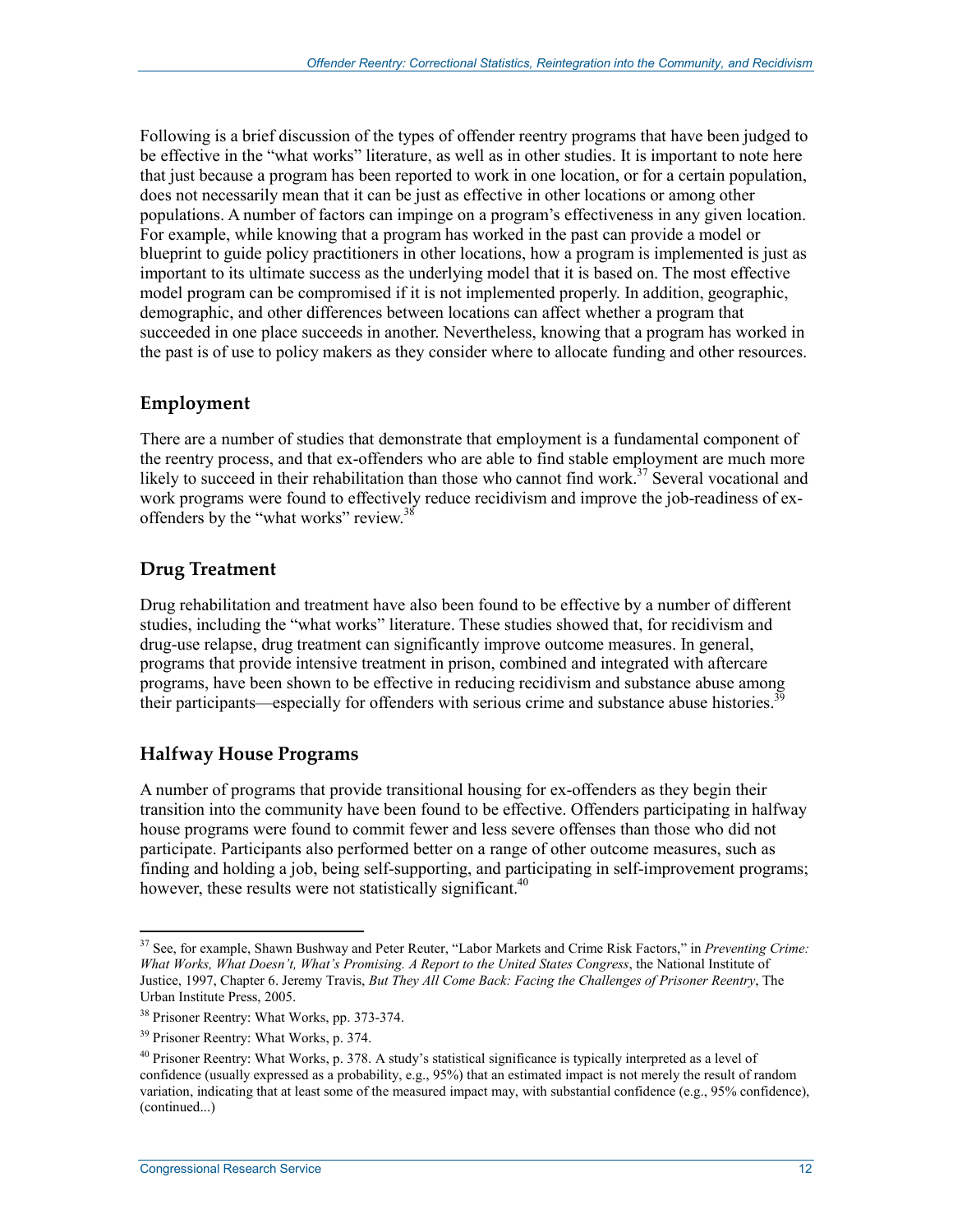Following is a brief discussion of the types of offender reentry programs that have been judged to be effective in the "what works" literature, as well as in other studies. It is important to note here that just because a program has been reported to work in one location, or for a certain population, does not necessarily mean that it can be just as effective in other locations or among other populations. A number of factors can impinge on a program's effectiveness in any given location. For example, while knowing that a program has worked in the past can provide a model or blueprint to guide policy practitioners in other locations, how a program is implemented is just as important to its ultimate success as the underlying model that it is based on. The most effective model program can be compromised if it is not implemented properly. In addition, geographic, demographic, and other differences between locations can affect whether a program that succeeded in one place succeeds in another. Nevertheless, knowing that a program has worked in the past is of use to policy makers as they consider where to allocate funding and other resources.

### Employment

There are a number of studies that demonstrate that employment is a fundamental component of the reentry process, and that ex-offenders who are able to find stable employment are much more likely to succeed in their rehabilitation than those who cannot find work.[37] Several vocational and work programs were found to effectively reduce recidivism and improve the job-readiness of ex-offenders by the "what works" review.[38]

### Drug Treatment

Drug rehabilitation and treatment have also been found to be effective by a number of different studies, including the "what works" literature. These studies showed that, for recidivism and drug-use relapse, drug treatment can significantly improve outcome measures. In general, programs that provide intensive treatment in prison, combined and integrated with aftercare programs, have been shown to be effective in reducing recidivism and substance abuse among their participants—especially for offenders with serious crime and substance abuse histories.[39]

### Halfway House Programs

A number of programs that provide transitional housing for ex-offenders as they begin their transition into the community have been found to be effective. Offenders participating in halfway house programs were found to commit fewer and less severe offenses than those who did not participate. Participants also performed better on a range of other outcome measures, such as finding and holding a job, being self-supporting, and participating in self-improvement programs; however, these results were not statistically significant.[40]

---

[37] See, for example, Shawn Bushway and Peter Reuter, "Labor Markets and Crime Risk Factors," in *Preventing Crime: What Works, What Doesn't, What's Promising. A Report to the United States Congress*, the National Institute of Justice, 1997, Chapter 6. Jeremy Travis, *But They All Come Back: Facing the Challenges of Prisoner Reentry*, The Urban Institute Press, 2005.

[38] Prisoner Reentry: What Works, pp. 373-374.

[39] Prisoner Reentry: What Works, p. 374.

[40] Prisoner Reentry: What Works, p. 378. A study's statistical significance is typically interpreted as a level of confidence (usually expressed as a probability, e.g., 95%) that an estimated impact is not merely the result of random variation, indicating that at least some of the measured impact may, with substantial confidence (e.g., 95% confidence), (continued...)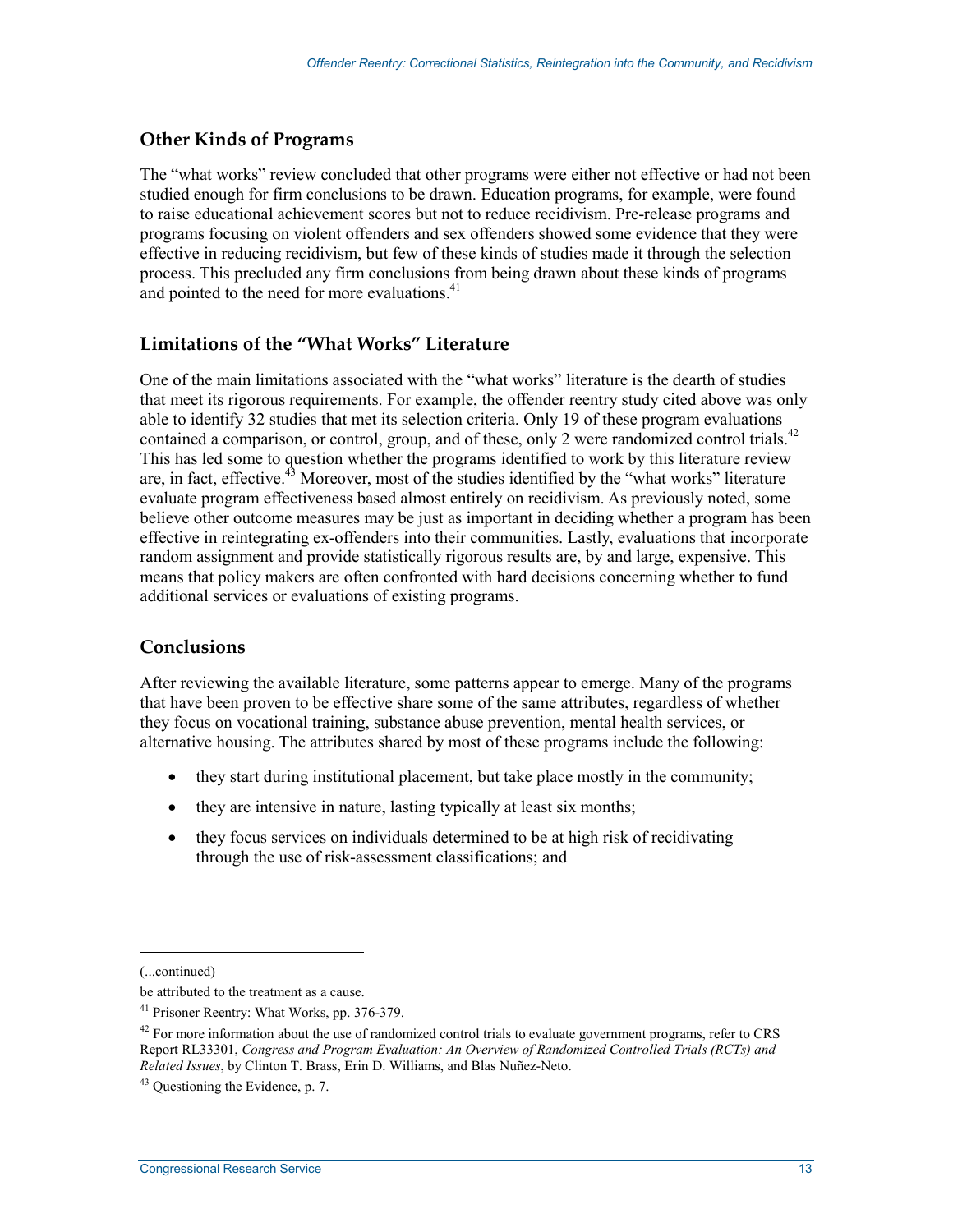## Other Kinds of Programs

The "what works" review concluded that other programs were either not effective or had not been studied enough for firm conclusions to be drawn. Education programs, for example, were found to raise educational achievement scores but not to reduce recidivism. Pre-release programs and programs focusing on violent offenders and sex offenders showed some evidence that they were effective in reducing recidivism, but few of these kinds of studies made it through the selection process. This precluded any firm conclusions from being drawn about these kinds of programs and pointed to the need for more evaluations.[41]

## Limitations of the "What Works" Literature

One of the main limitations associated with the "what works" literature is the dearth of studies that meet its rigorous requirements. For example, the offender reentry study cited above was only able to identify 32 studies that met its selection criteria. Only 19 of these program evaluations contained a comparison, or control, group, and of these, only 2 were randomized control trials.[42] This has led some to question whether the programs identified to work by this literature review are, in fact, effective.[43] Moreover, most of the studies identified by the "what works" literature evaluate program effectiveness based almost entirely on recidivism. As previously noted, some believe other outcome measures may be just as important in deciding whether a program has been effective in reintegrating ex-offenders into their communities. Lastly, evaluations that incorporate random assignment and provide statistically rigorous results are, by and large, expensive. This means that policy makers are often confronted with hard decisions concerning whether to fund additional services or evaluations of existing programs.

## Conclusions

After reviewing the available literature, some patterns appear to emerge. Many of the programs that have been proven to be effective share some of the same attributes, regardless of whether they focus on vocational training, substance abuse prevention, mental health services, or alternative housing. The attributes shared by most of these programs include the following:

- they start during institutional placement, but take place mostly in the community;
- they are intensive in nature, lasting typically at least six months;
- they focus services on individuals determined to be at high risk of recidivating through the use of risk-assessment classifications; and

---

(...continued)

be attributed to the treatment as a cause.

[41] Prisoner Reentry: What Works, pp. 376-379.

[42] For more information about the use of randomized control trials to evaluate government programs, refer to CRS Report RL33301, *Congress and Program Evaluation: An Overview of Randomized Controlled Trials (RCTs) and Related Issues*, by Clinton T. Brass, Erin D. Williams, and Blas Nuñez-Neto.

[43] Questioning the Evidence, p. 7.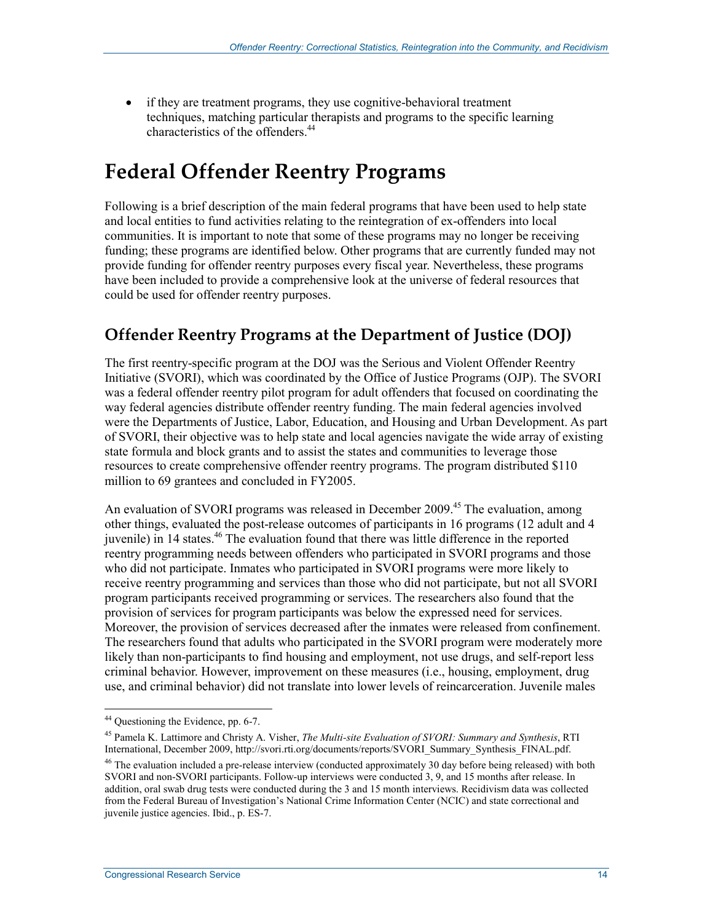- if they are treatment programs, they use cognitive-behavioral treatment techniques, matching particular therapists and programs to the specific learning characteristics of the offenders.[44]

# Federal Offender Reentry Programs

Following is a brief description of the main federal programs that have been used to help state and local entities to fund activities relating to the reintegration of ex-offenders into local communities. It is important to note that some of these programs may no longer be receiving funding; these programs are identified below. Other programs that are currently funded may not provide funding for offender reentry purposes every fiscal year. Nevertheless, these programs have been included to provide a comprehensive look at the universe of federal resources that could be used for offender reentry purposes.

## Offender Reentry Programs at the Department of Justice (DOJ)

The first reentry-specific program at the DOJ was the Serious and Violent Offender Reentry Initiative (SVORI), which was coordinated by the Office of Justice Programs (OJP). The SVORI was a federal offender reentry pilot program for adult offenders that focused on coordinating the way federal agencies distribute offender reentry funding. The main federal agencies involved were the Departments of Justice, Labor, Education, and Housing and Urban Development. As part of SVORI, their objective was to help state and local agencies navigate the wide array of existing state formula and block grants and to assist the states and communities to leverage those resources to create comprehensive offender reentry programs. The program distributed $110 million to 69 grantees and concluded in FY2005.

An evaluation of SVORI programs was released in December 2009.[45] The evaluation, among other things, evaluated the post-release outcomes of participants in 16 programs (12 adult and 4 juvenile) in 14 states.[46] The evaluation found that there was little difference in the reported reentry programming needs between offenders who participated in SVORI programs and those who did not participate. Inmates who participated in SVORI programs were more likely to receive reentry programming and services than those who did not participate, but not all SVORI program participants received programming or services. The researchers also found that the provision of services for program participants was below the expressed need for services. Moreover, the provision of services decreased after the inmates were released from confinement. The researchers found that adults who participated in the SVORI program were moderately more likely than non-participants to find housing and employment, not use drugs, and self-report less criminal behavior. However, improvement on these measures (i.e., housing, employment, drug use, and criminal behavior) did not translate into lower levels of reincarceration. Juvenile males

---

[44] Questioning the Evidence, pp. 6-7.

[45] Pamela K. Lattimore and Christy A. Visher, *The Multi-site Evaluation of SVORI: Summary and Synthesis*, RTI International, December 2009, http://svori.rti.org/documents/reports/SVORI_Summary_Synthesis_FINAL.pdf.

[46] The evaluation included a pre-release interview (conducted approximately 30 day before being released) with both SVORI and non-SVORI participants. Follow-up interviews were conducted 3, 9, and 15 months after release. In addition, oral swab drug tests were conducted during the 3 and 15 month interviews. Recidivism data was collected from the Federal Bureau of Investigation's National Crime Information Center (NCIC) and state correctional and juvenile justice agencies. Ibid., p. ES-7.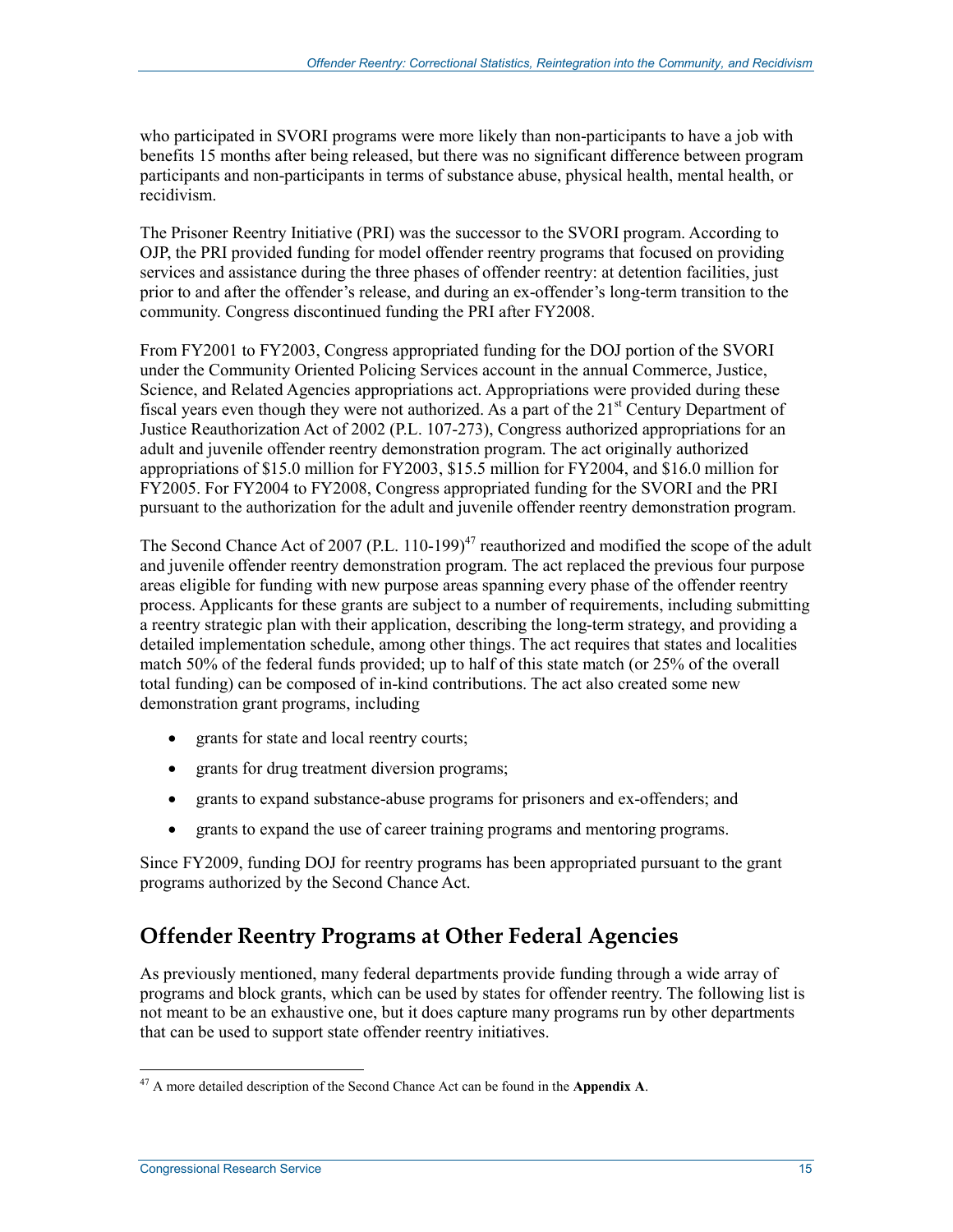who participated in SVORI programs were more likely than non-participants to have a job with benefits 15 months after being released, but there was no significant difference between program participants and non-participants in terms of substance abuse, physical health, mental health, or recidivism.

The Prisoner Reentry Initiative (PRI) was the successor to the SVORI program. According to OJP, the PRI provided funding for model offender reentry programs that focused on providing services and assistance during the three phases of offender reentry: at detention facilities, just prior to and after the offender's release, and during an ex-offender's long-term transition to the community. Congress discontinued funding the PRI after FY2008.

From FY2001 to FY2003, Congress appropriated funding for the DOJ portion of the SVORI under the Community Oriented Policing Services account in the annual Commerce, Justice, Science, and Related Agencies appropriations act. Appropriations were provided during these fiscal years even though they were not authorized. As a part of the 21st Century Department of Justice Reauthorization Act of 2002 (P.L. 107-273), Congress authorized appropriations for an adult and juvenile offender reentry demonstration program. The act originally authorized appropriations of $15.0 million for FY2003, $15.5 million for FY2004, and $16.0 million for FY2005. For FY2004 to FY2008, Congress appropriated funding for the SVORI and the PRI pursuant to the authorization for the adult and juvenile offender reentry demonstration program.

The Second Chance Act of 2007 (P.L. 110-199)[47] reauthorized and modified the scope of the adult and juvenile offender reentry demonstration program. The act replaced the previous four purpose areas eligible for funding with new purpose areas spanning every phase of the offender reentry process. Applicants for these grants are subject to a number of requirements, including submitting a reentry strategic plan with their application, describing the long-term strategy, and providing a detailed implementation schedule, among other things. The act requires that states and localities match 50% of the federal funds provided; up to half of this state match (or 25% of the overall total funding) can be composed of in-kind contributions. The act also created some new demonstration grant programs, including

- grants for state and local reentry courts;
- grants for drug treatment diversion programs;
- grants to expand substance-abuse programs for prisoners and ex-offenders; and
- grants to expand the use of career training programs and mentoring programs.

Since FY2009, funding DOJ for reentry programs has been appropriated pursuant to the grant programs authorized by the Second Chance Act.

## Offender Reentry Programs at Other Federal Agencies

As previously mentioned, many federal departments provide funding through a wide array of programs and block grants, which can be used by states for offender reentry. The following list is not meant to be an exhaustive one, but it does capture many programs run by other departments that can be used to support state offender reentry initiatives.

[47] A more detailed description of the Second Chance Act can be found in the **Appendix A**.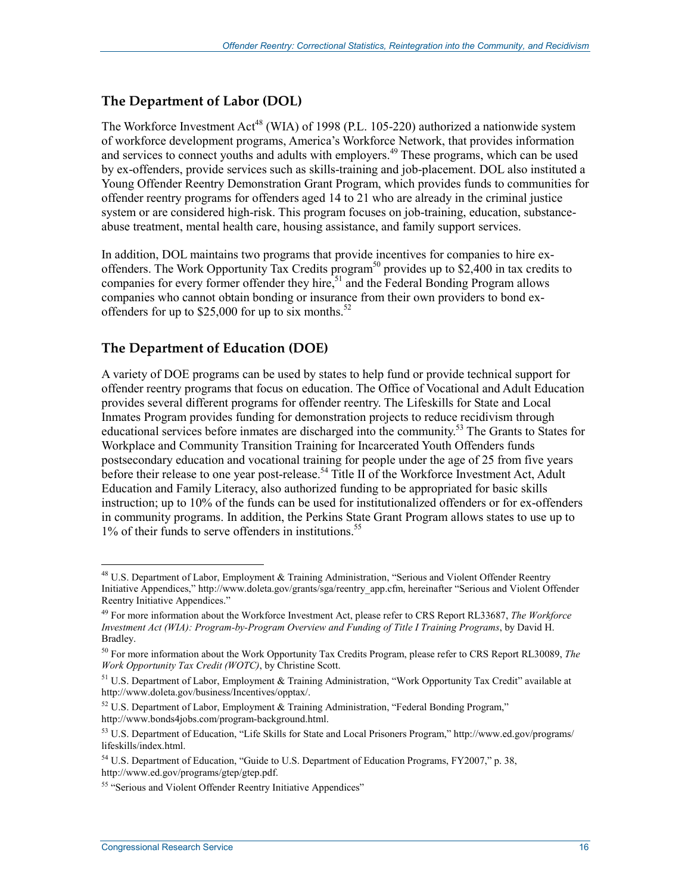## The Department of Labor (DOL)

The Workforce Investment Act[48] (WIA) of 1998 (P.L. 105-220) authorized a nationwide system of workforce development programs, America's Workforce Network, that provides information and services to connect youths and adults with employers.[49] These programs, which can be used by ex-offenders, provide services such as skills-training and job-placement. DOL also instituted a Young Offender Reentry Demonstration Grant Program, which provides funds to communities for offender reentry programs for offenders aged 14 to 21 who are already in the criminal justice system or are considered high-risk. This program focuses on job-training, education, substance-abuse treatment, mental health care, housing assistance, and family support services.

In addition, DOL maintains two programs that provide incentives for companies to hire ex-offenders. The Work Opportunity Tax Credits program[50] provides up to $2,400 in tax credits to companies for every former offender they hire,[51] and the Federal Bonding Program allows companies who cannot obtain bonding or insurance from their own providers to bond ex-offenders for up to $25,000 for up to six months.[52]

## The Department of Education (DOE)

A variety of DOE programs can be used by states to help fund or provide technical support for offender reentry programs that focus on education. The Office of Vocational and Adult Education provides several different programs for offender reentry. The Lifeskills for State and Local Inmates Program provides funding for demonstration projects to reduce recidivism through educational services before inmates are discharged into the community.[53] The Grants to States for Workplace and Community Transition Training for Incarcerated Youth Offenders funds postsecondary education and vocational training for people under the age of 25 from five years before their release to one year post-release.[54] Title II of the Workforce Investment Act, Adult Education and Family Literacy, also authorized funding to be appropriated for basic skills instruction; up to 10% of the funds can be used for institutionalized offenders or for ex-offenders in community programs. In addition, the Perkins State Grant Program allows states to use up to 1% of their funds to serve offenders in institutions.[55]

---

[48] U.S. Department of Labor, Employment & Training Administration, "Serious and Violent Offender Reentry Initiative Appendices," http://www.doleta.gov/grants/sga/reentry_app.cfm, hereinafter "Serious and Violent Offender Reentry Initiative Appendices."

[49] For more information about the Workforce Investment Act, please refer to CRS Report RL33687, *The Workforce Investment Act (WIA): Program-by-Program Overview and Funding of Title I Training Programs*, by David H. Bradley.

[50] For more information about the Work Opportunity Tax Credits Program, please refer to CRS Report RL30089, *The Work Opportunity Tax Credit (WOTC)*, by Christine Scott.

[51] U.S. Department of Labor, Employment & Training Administration, "Work Opportunity Tax Credit" available at http://www.doleta.gov/business/Incentives/opptax/.

[52] U.S. Department of Labor, Employment & Training Administration, "Federal Bonding Program," http://www.bonds4jobs.com/program-background.html.

[53] U.S. Department of Education, "Life Skills for State and Local Prisoners Program," http://www.ed.gov/programs/lifeskills/index.html.

[54] U.S. Department of Education, "Guide to U.S. Department of Education Programs, FY2007," p. 38, http://www.ed.gov/programs/gtep/gtep.pdf.

[55] "Serious and Violent Offender Reentry Initiative Appendices"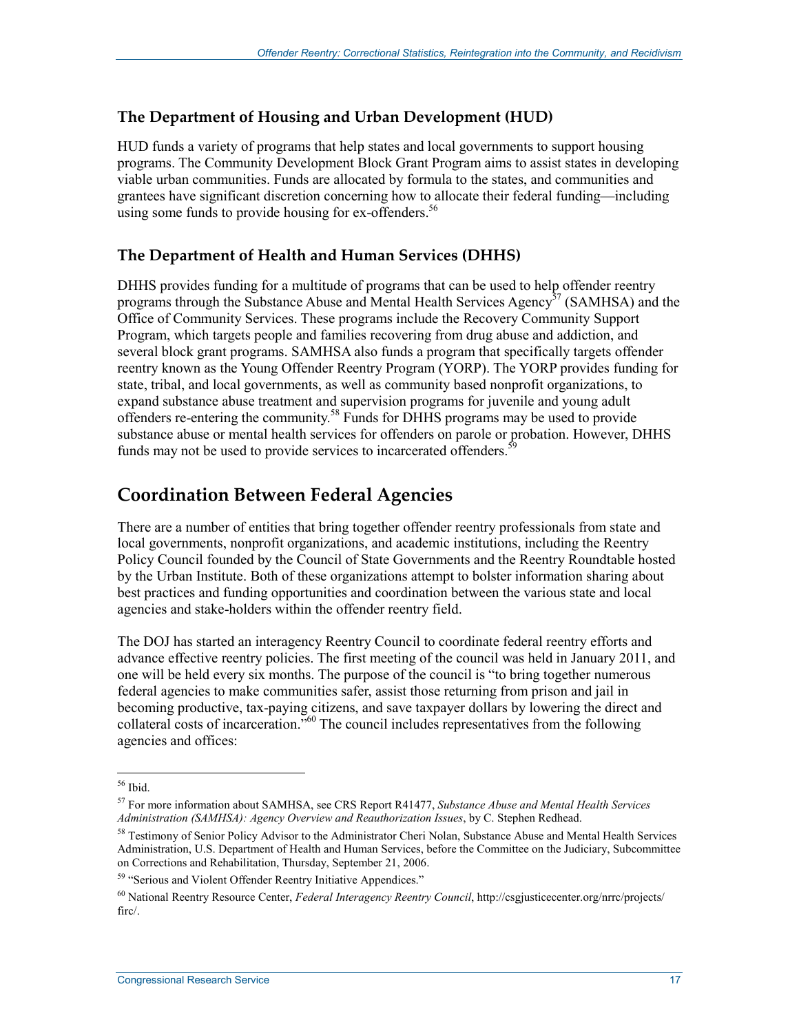### The Department of Housing and Urban Development (HUD)

HUD funds a variety of programs that help states and local governments to support housing programs. The Community Development Block Grant Program aims to assist states in developing viable urban communities. Funds are allocated by formula to the states, and communities and grantees have significant discretion concerning how to allocate their federal funding—including using some funds to provide housing for ex-offenders.[56]

### The Department of Health and Human Services (DHHS)

DHHS provides funding for a multitude of programs that can be used to help offender reentry programs through the Substance Abuse and Mental Health Services Agency[57] (SAMHSA) and the Office of Community Services. These programs include the Recovery Community Support Program, which targets people and families recovering from drug abuse and addiction, and several block grant programs. SAMHSA also funds a program that specifically targets offender reentry known as the Young Offender Reentry Program (YORP). The YORP provides funding for state, tribal, and local governments, as well as community based nonprofit organizations, to expand substance abuse treatment and supervision programs for juvenile and young adult offenders re-entering the community.[58] Funds for DHHS programs may be used to provide substance abuse or mental health services for offenders on parole or probation. However, DHHS funds may not be used to provide services to incarcerated offenders.[59]

## Coordination Between Federal Agencies

There are a number of entities that bring together offender reentry professionals from state and local governments, nonprofit organizations, and academic institutions, including the Reentry Policy Council founded by the Council of State Governments and the Reentry Roundtable hosted by the Urban Institute. Both of these organizations attempt to bolster information sharing about best practices and funding opportunities and coordination between the various state and local agencies and stake-holders within the offender reentry field.

The DOJ has started an interagency Reentry Council to coordinate federal reentry efforts and advance effective reentry policies. The first meeting of the council was held in January 2011, and one will be held every six months. The purpose of the council is "to bring together numerous federal agencies to make communities safer, assist those returning from prison and jail in becoming productive, tax-paying citizens, and save taxpayer dollars by lowering the direct and collateral costs of incarceration."[60] The council includes representatives from the following agencies and offices:

---

[56] Ibid.

[57] For more information about SAMHSA, see CRS Report R41477, *Substance Abuse and Mental Health Services Administration (SAMHSA): Agency Overview and Reauthorization Issues*, by C. Stephen Redhead.

[58] Testimony of Senior Policy Advisor to the Administrator Cheri Nolan, Substance Abuse and Mental Health Services Administration, U.S. Department of Health and Human Services, before the Committee on the Judiciary, Subcommittee on Corrections and Rehabilitation, Thursday, September 21, 2006.

[59] "Serious and Violent Offender Reentry Initiative Appendices."

[60] National Reentry Resource Center, *Federal Interagency Reentry Council*, http://csgjusticecenter.org/nrrc/projects/firc/.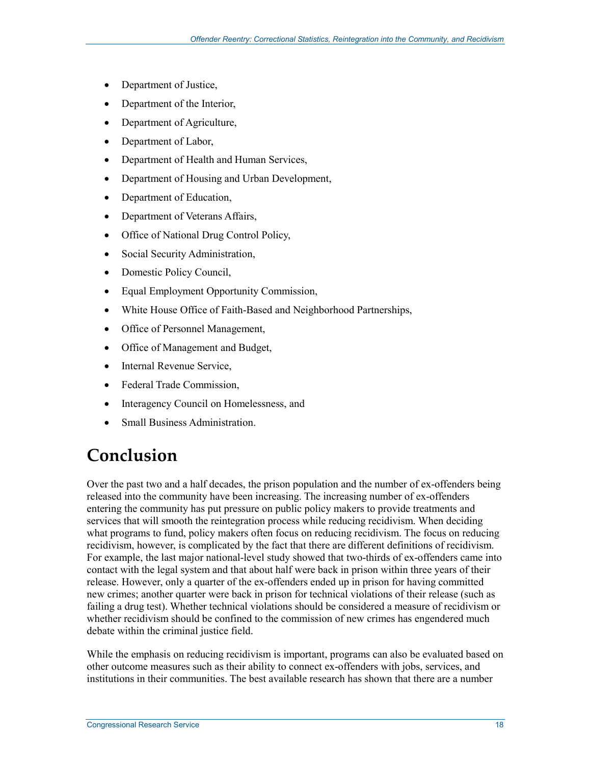- Department of Justice,
- Department of the Interior,
- Department of Agriculture,
- Department of Labor,
- Department of Health and Human Services,
- Department of Housing and Urban Development,
- Department of Education,
- Department of Veterans Affairs,
- Office of National Drug Control Policy,
- Social Security Administration,
- Domestic Policy Council,
- Equal Employment Opportunity Commission,
- White House Office of Faith-Based and Neighborhood Partnerships,
- Office of Personnel Management,
- Office of Management and Budget,
- Internal Revenue Service,
- Federal Trade Commission,
- Interagency Council on Homelessness, and
- Small Business Administration.

# Conclusion

Over the past two and a half decades, the prison population and the number of ex-offenders being released into the community have been increasing. The increasing number of ex-offenders entering the community has put pressure on public policy makers to provide treatments and services that will smooth the reintegration process while reducing recidivism. When deciding what programs to fund, policy makers often focus on reducing recidivism. The focus on reducing recidivism, however, is complicated by the fact that there are different definitions of recidivism. For example, the last major national-level study showed that two-thirds of ex-offenders came into contact with the legal system and that about half were back in prison within three years of their release. However, only a quarter of the ex-offenders ended up in prison for having committed new crimes; another quarter were back in prison for technical violations of their release (such as failing a drug test). Whether technical violations should be considered a measure of recidivism or whether recidivism should be confined to the commission of new crimes has engendered much debate within the criminal justice field.

While the emphasis on reducing recidivism is important, programs can also be evaluated based on other outcome measures such as their ability to connect ex-offenders with jobs, services, and institutions in their communities. The best available research has shown that there are a number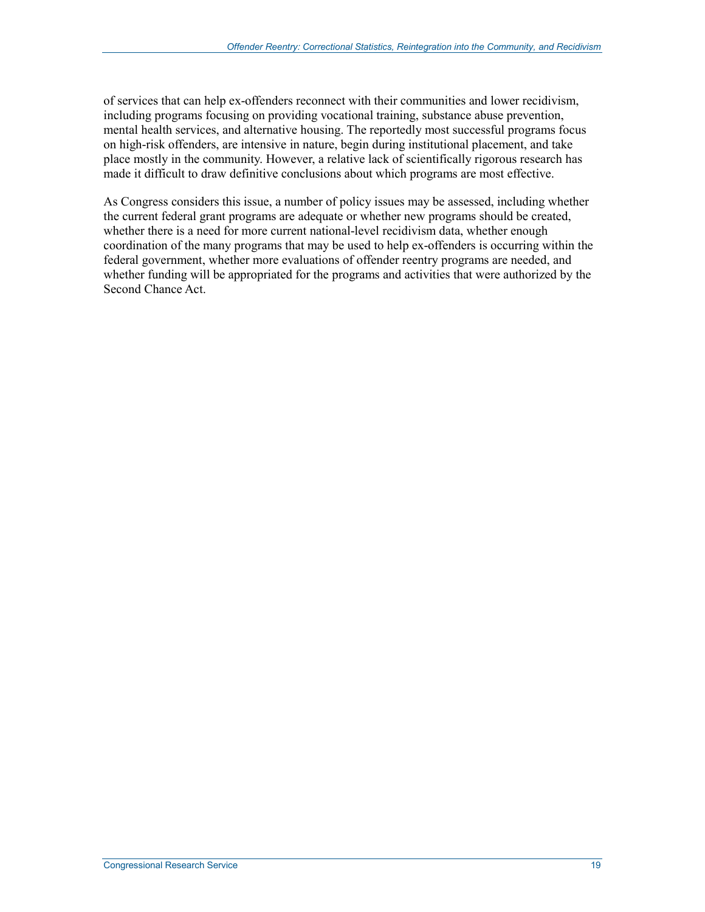of services that can help ex-offenders reconnect with their communities and lower recidivism, including programs focusing on providing vocational training, substance abuse prevention, mental health services, and alternative housing. The reportedly most successful programs focus on high-risk offenders, are intensive in nature, begin during institutional placement, and take place mostly in the community. However, a relative lack of scientifically rigorous research has made it difficult to draw definitive conclusions about which programs are most effective.

As Congress considers this issue, a number of policy issues may be assessed, including whether the current federal grant programs are adequate or whether new programs should be created, whether there is a need for more current national-level recidivism data, whether enough coordination of the many programs that may be used to help ex-offenders is occurring within the federal government, whether more evaluations of offender reentry programs are needed, and whether funding will be appropriated for the programs and activities that were authorized by the Second Chance Act.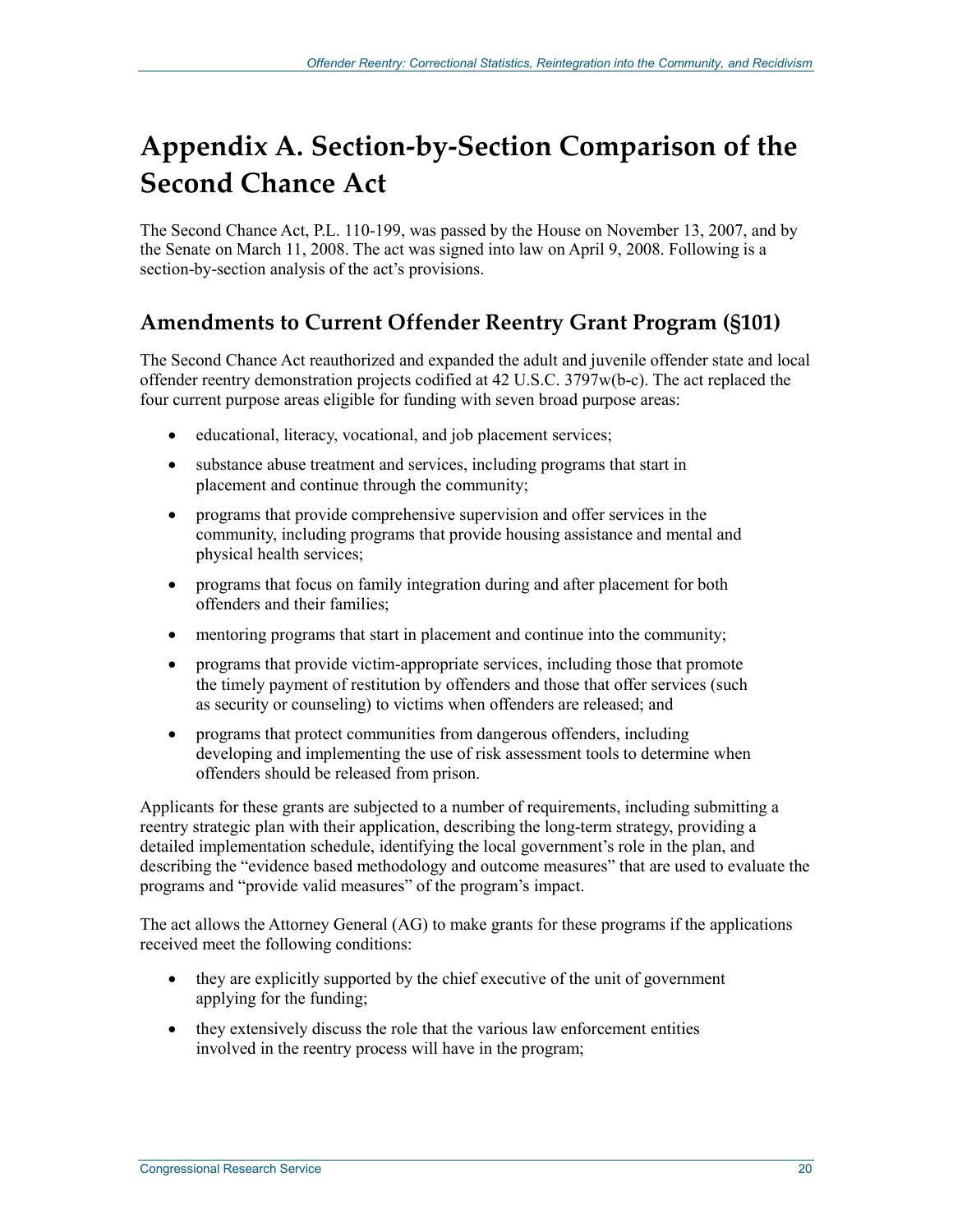# Appendix A. Section-by-Section Comparison of the Second Chance Act

The Second Chance Act, P.L. 110-199, was passed by the House on November 13, 2007, and by the Senate on March 11, 2008. The act was signed into law on April 9, 2008. Following is a section-by-section analysis of the act's provisions.

## Amendments to Current Offender Reentry Grant Program (§101)

The Second Chance Act reauthorized and expanded the adult and juvenile offender state and local offender reentry demonstration projects codified at 42 U.S.C. 3797w(b-c). The act replaced the four current purpose areas eligible for funding with seven broad purpose areas:

- educational, literacy, vocational, and job placement services;
- substance abuse treatment and services, including programs that start in placement and continue through the community;
- programs that provide comprehensive supervision and offer services in the community, including programs that provide housing assistance and mental and physical health services;
- programs that focus on family integration during and after placement for both offenders and their families;
- mentoring programs that start in placement and continue into the community;
- programs that provide victim-appropriate services, including those that promote the timely payment of restitution by offenders and those that offer services (such as security or counseling) to victims when offenders are released; and
- programs that protect communities from dangerous offenders, including developing and implementing the use of risk assessment tools to determine when offenders should be released from prison.

Applicants for these grants are subjected to a number of requirements, including submitting a reentry strategic plan with their application, describing the long-term strategy, providing a detailed implementation schedule, identifying the local government's role in the plan, and describing the "evidence based methodology and outcome measures" that are used to evaluate the programs and "provide valid measures" of the program's impact.

The act allows the Attorney General (AG) to make grants for these programs if the applications received meet the following conditions:

- they are explicitly supported by the chief executive of the unit of government applying for the funding;
- they extensively discuss the role that the various law enforcement entities involved in the reentry process will have in the program;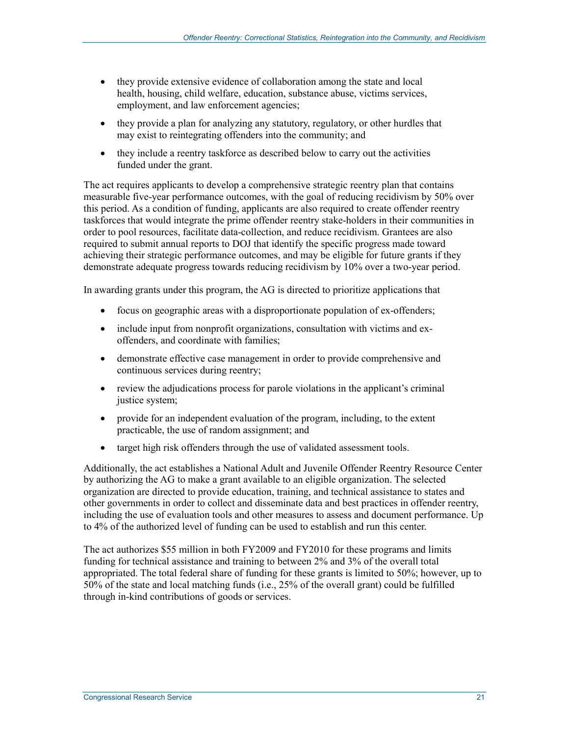- they provide extensive evidence of collaboration among the state and local health, housing, child welfare, education, substance abuse, victims services, employment, and law enforcement agencies;
- they provide a plan for analyzing any statutory, regulatory, or other hurdles that may exist to reintegrating offenders into the community; and
- they include a reentry taskforce as described below to carry out the activities funded under the grant.

The act requires applicants to develop a comprehensive strategic reentry plan that contains measurable five-year performance outcomes, with the goal of reducing recidivism by 50% over this period. As a condition of funding, applicants are also required to create offender reentry taskforces that would integrate the prime offender reentry stake-holders in their communities in order to pool resources, facilitate data-collection, and reduce recidivism. Grantees are also required to submit annual reports to DOJ that identify the specific progress made toward achieving their strategic performance outcomes, and may be eligible for future grants if they demonstrate adequate progress towards reducing recidivism by 10% over a two-year period.

In awarding grants under this program, the AG is directed to prioritize applications that

- focus on geographic areas with a disproportionate population of ex-offenders;
- include input from nonprofit organizations, consultation with victims and ex-offenders, and coordinate with families;
- demonstrate effective case management in order to provide comprehensive and continuous services during reentry;
- review the adjudications process for parole violations in the applicant's criminal justice system;
- provide for an independent evaluation of the program, including, to the extent practicable, the use of random assignment; and
- target high risk offenders through the use of validated assessment tools.

Additionally, the act establishes a National Adult and Juvenile Offender Reentry Resource Center by authorizing the AG to make a grant available to an eligible organization. The selected organization are directed to provide education, training, and technical assistance to states and other governments in order to collect and disseminate data and best practices in offender reentry, including the use of evaluation tools and other measures to assess and document performance. Up to 4% of the authorized level of funding can be used to establish and run this center.

The act authorizes $55 million in both FY2009 and FY2010 for these programs and limits funding for technical assistance and training to between 2% and 3% of the overall total appropriated. The total federal share of funding for these grants is limited to 50%; however, up to 50% of the state and local matching funds (i.e., 25% of the overall grant) could be fulfilled through in-kind contributions of goods or services.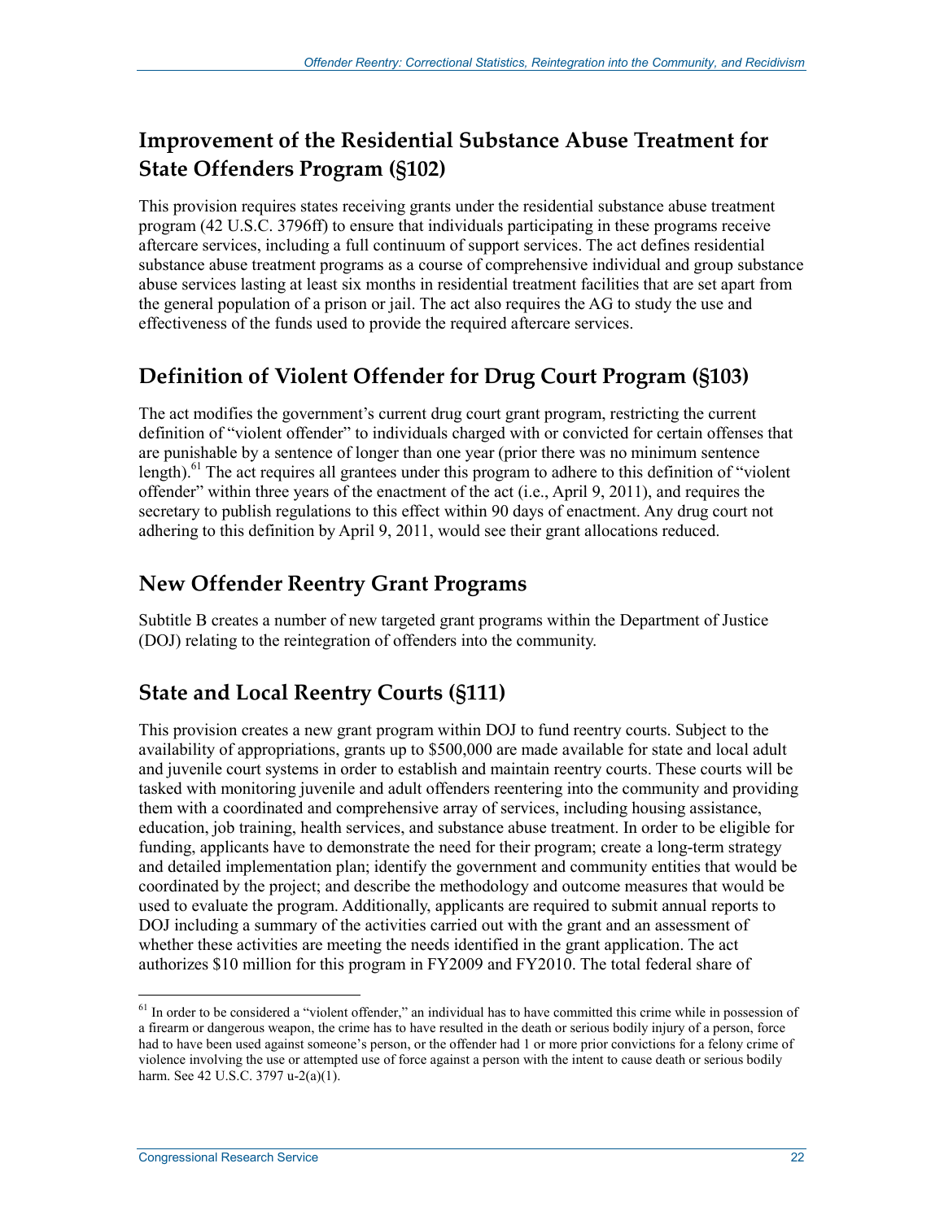## Improvement of the Residential Substance Abuse Treatment for State Offenders Program (§102)

This provision requires states receiving grants under the residential substance abuse treatment program (42 U.S.C. 3796ff) to ensure that individuals participating in these programs receive aftercare services, including a full continuum of support services. The act defines residential substance abuse treatment programs as a course of comprehensive individual and group substance abuse services lasting at least six months in residential treatment facilities that are set apart from the general population of a prison or jail. The act also requires the AG to study the use and effectiveness of the funds used to provide the required aftercare services.

## Definition of Violent Offender for Drug Court Program (§103)

The act modifies the government's current drug court grant program, restricting the current definition of "violent offender" to individuals charged with or convicted for certain offenses that are punishable by a sentence of longer than one year (prior there was no minimum sentence length).[61] The act requires all grantees under this program to adhere to this definition of "violent offender" within three years of the enactment of the act (i.e., April 9, 2011), and requires the secretary to publish regulations to this effect within 90 days of enactment. Any drug court not adhering to this definition by April 9, 2011, would see their grant allocations reduced.

## New Offender Reentry Grant Programs

Subtitle B creates a number of new targeted grant programs within the Department of Justice (DOJ) relating to the reintegration of offenders into the community.

## State and Local Reentry Courts (§111)

This provision creates a new grant program within DOJ to fund reentry courts. Subject to the availability of appropriations, grants up to $500,000 are made available for state and local adult and juvenile court systems in order to establish and maintain reentry courts. These courts will be tasked with monitoring juvenile and adult offenders reentering into the community and providing them with a coordinated and comprehensive array of services, including housing assistance, education, job training, health services, and substance abuse treatment. In order to be eligible for funding, applicants have to demonstrate the need for their program; create a long-term strategy and detailed implementation plan; identify the government and community entities that would be coordinated by the project; and describe the methodology and outcome measures that would be used to evaluate the program. Additionally, applicants are required to submit annual reports to DOJ including a summary of the activities carried out with the grant and an assessment of whether these activities are meeting the needs identified in the grant application. The act authorizes $10 million for this program in FY2009 and FY2010. The total federal share of

---

[61] In order to be considered a "violent offender," an individual has to have committed this crime while in possession of a firearm or dangerous weapon, the crime has to have resulted in the death or serious bodily injury of a person, force had to have been used against someone's person, or the offender had 1 or more prior convictions for a felony crime of violence involving the use or attempted use of force against a person with the intent to cause death or serious bodily harm. See 42 U.S.C. 3797 u-2(a)(1).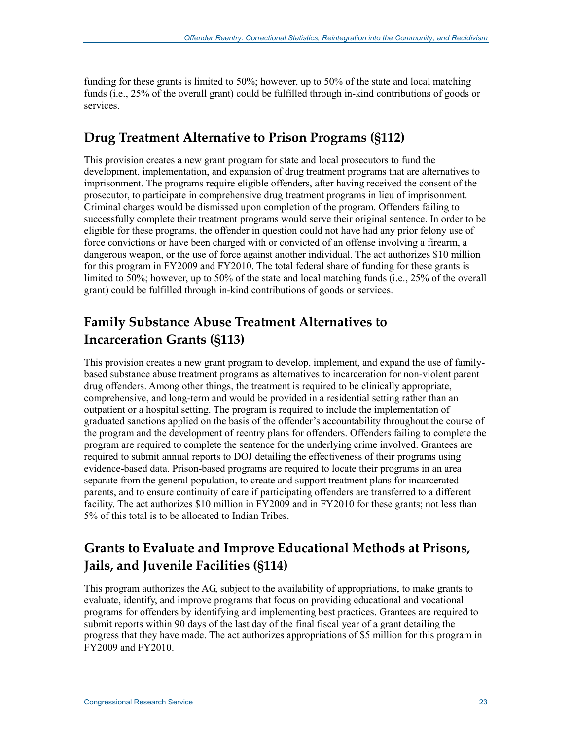funding for these grants is limited to 50%; however, up to 50% of the state and local matching funds (i.e., 25% of the overall grant) could be fulfilled through in-kind contributions of goods or services.

## Drug Treatment Alternative to Prison Programs (§112)

This provision creates a new grant program for state and local prosecutors to fund the development, implementation, and expansion of drug treatment programs that are alternatives to imprisonment. The programs require eligible offenders, after having received the consent of the prosecutor, to participate in comprehensive drug treatment programs in lieu of imprisonment. Criminal charges would be dismissed upon completion of the program. Offenders failing to successfully complete their treatment programs would serve their original sentence. In order to be eligible for these programs, the offender in question could not have had any prior felony use of force convictions or have been charged with or convicted of an offense involving a firearm, a dangerous weapon, or the use of force against another individual. The act authorizes $10 million for this program in FY2009 and FY2010. The total federal share of funding for these grants is limited to 50%; however, up to 50% of the state and local matching funds (i.e., 25% of the overall grant) could be fulfilled through in-kind contributions of goods or services.

## Family Substance Abuse Treatment Alternatives to Incarceration Grants (§113)

This provision creates a new grant program to develop, implement, and expand the use of family-based substance abuse treatment programs as alternatives to incarceration for non-violent parent drug offenders. Among other things, the treatment is required to be clinically appropriate, comprehensive, and long-term and would be provided in a residential setting rather than an outpatient or a hospital setting. The program is required to include the implementation of graduated sanctions applied on the basis of the offender's accountability throughout the course of the program and the development of reentry plans for offenders. Offenders failing to complete the program are required to complete the sentence for the underlying crime involved. Grantees are required to submit annual reports to DOJ detailing the effectiveness of their programs using evidence-based data. Prison-based programs are required to locate their programs in an area separate from the general population, to create and support treatment plans for incarcerated parents, and to ensure continuity of care if participating offenders are transferred to a different facility. The act authorizes $10 million in FY2009 and in FY2010 for these grants; not less than 5% of this total is to be allocated to Indian Tribes.

## Grants to Evaluate and Improve Educational Methods at Prisons, Jails, and Juvenile Facilities (§114)

This program authorizes the AG, subject to the availability of appropriations, to make grants to evaluate, identify, and improve programs that focus on providing educational and vocational programs for offenders by identifying and implementing best practices. Grantees are required to submit reports within 90 days of the last day of the final fiscal year of a grant detailing the progress that they have made. The act authorizes appropriations of $5 million for this program in FY2009 and FY2010.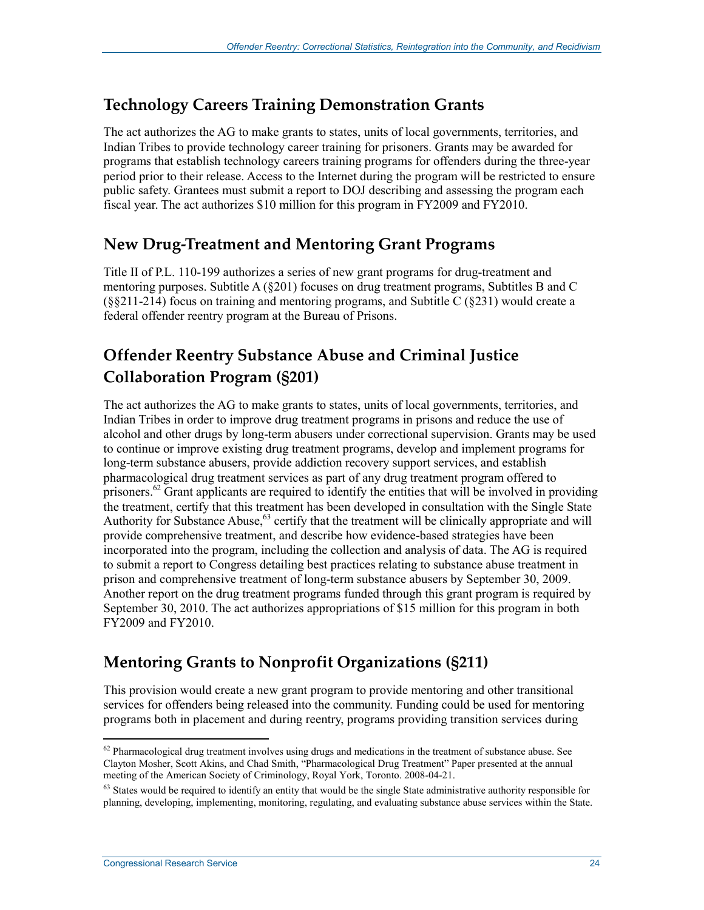## Technology Careers Training Demonstration Grants

The act authorizes the AG to make grants to states, units of local governments, territories, and Indian Tribes to provide technology career training for prisoners. Grants may be awarded for programs that establish technology careers training programs for offenders during the three-year period prior to their release. Access to the Internet during the program will be restricted to ensure public safety. Grantees must submit a report to DOJ describing and assessing the program each fiscal year. The act authorizes $10 million for this program in FY2009 and FY2010.

## New Drug-Treatment and Mentoring Grant Programs

Title II of P.L. 110-199 authorizes a series of new grant programs for drug-treatment and mentoring purposes. Subtitle A (§201) focuses on drug treatment programs, Subtitles B and C (§§211-214) focus on training and mentoring programs, and Subtitle C (§231) would create a federal offender reentry program at the Bureau of Prisons.

## Offender Reentry Substance Abuse and Criminal Justice Collaboration Program (§201)

The act authorizes the AG to make grants to states, units of local governments, territories, and Indian Tribes in order to improve drug treatment programs in prisons and reduce the use of alcohol and other drugs by long-term abusers under correctional supervision. Grants may be used to continue or improve existing drug treatment programs, develop and implement programs for long-term substance abusers, provide addiction recovery support services, and establish pharmacological drug treatment services as part of any drug treatment program offered to prisoners.[62] Grant applicants are required to identify the entities that will be involved in providing the treatment, certify that this treatment has been developed in consultation with the Single State Authority for Substance Abuse,[63] certify that the treatment will be clinically appropriate and will provide comprehensive treatment, and describe how evidence-based strategies have been incorporated into the program, including the collection and analysis of data. The AG is required to submit a report to Congress detailing best practices relating to substance abuse treatment in prison and comprehensive treatment of long-term substance abusers by September 30, 2009. Another report on the drug treatment programs funded through this grant program is required by September 30, 2010. The act authorizes appropriations of $15 million for this program in both FY2009 and FY2010.

## Mentoring Grants to Nonprofit Organizations (§211)

This provision would create a new grant program to provide mentoring and other transitional services for offenders being released into the community. Funding could be used for mentoring programs both in placement and during reentry, programs providing transition services during

[62] Pharmacological drug treatment involves using drugs and medications in the treatment of substance abuse. See Clayton Mosher, Scott Akins, and Chad Smith, "Pharmacological Drug Treatment" Paper presented at the annual meeting of the American Society of Criminology, Royal York, Toronto. 2008-04-21.

[63] States would be required to identify an entity that would be the single State administrative authority responsible for planning, developing, implementing, monitoring, regulating, and evaluating substance abuse services within the State.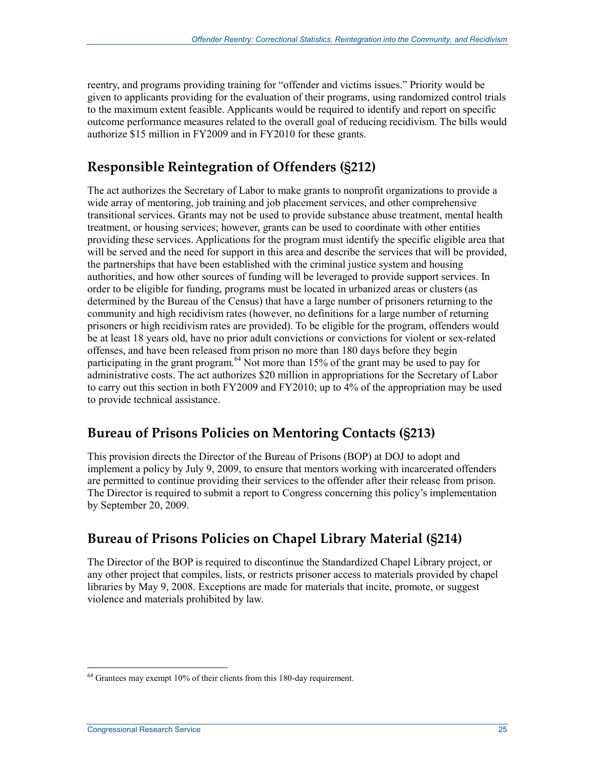reentry, and programs providing training for "offender and victims issues." Priority would be given to applicants providing for the evaluation of their programs, using randomized control trials to the maximum extent feasible. Applicants would be required to identify and report on specific outcome performance measures related to the overall goal of reducing recidivism. The bills would authorize $15 million in FY2009 and in FY2010 for these grants.

## Responsible Reintegration of Offenders (§212)

The act authorizes the Secretary of Labor to make grants to nonprofit organizations to provide a wide array of mentoring, job training and job placement services, and other comprehensive transitional services. Grants may not be used to provide substance abuse treatment, mental health treatment, or housing services; however, grants can be used to coordinate with other entities providing these services. Applications for the program must identify the specific eligible area that will be served and the need for support in this area and describe the services that will be provided, the partnerships that have been established with the criminal justice system and housing authorities, and how other sources of funding will be leveraged to provide support services. In order to be eligible for funding, programs must be located in urbanized areas or clusters (as determined by the Bureau of the Census) that have a large number of prisoners returning to the community and high recidivism rates (however, no definitions for a large number of returning prisoners or high recidivism rates are provided). To be eligible for the program, offenders would be at least 18 years old, have no prior adult convictions or convictions for violent or sex-related offenses, and have been released from prison no more than 180 days before they begin participating in the grant program.[64] Not more than 15% of the grant may be used to pay for administrative costs. The act authorizes $20 million in appropriations for the Secretary of Labor to carry out this section in both FY2009 and FY2010; up to 4% of the appropriation may be used to provide technical assistance.

## Bureau of Prisons Policies on Mentoring Contacts (§213)

This provision directs the Director of the Bureau of Prisons (BOP) at DOJ to adopt and implement a policy by July 9, 2009, to ensure that mentors working with incarcerated offenders are permitted to continue providing their services to the offender after their release from prison. The Director is required to submit a report to Congress concerning this policy's implementation by September 20, 2009.

## Bureau of Prisons Policies on Chapel Library Material (§214)

The Director of the BOP is required to discontinue the Standardized Chapel Library project, or any other project that compiles, lists, or restricts prisoner access to materials provided by chapel libraries by May 9, 2008. Exceptions are made for materials that incite, promote, or suggest violence and materials prohibited by law.

---

[64] Grantees may exempt 10% of their clients from this 180-day requirement.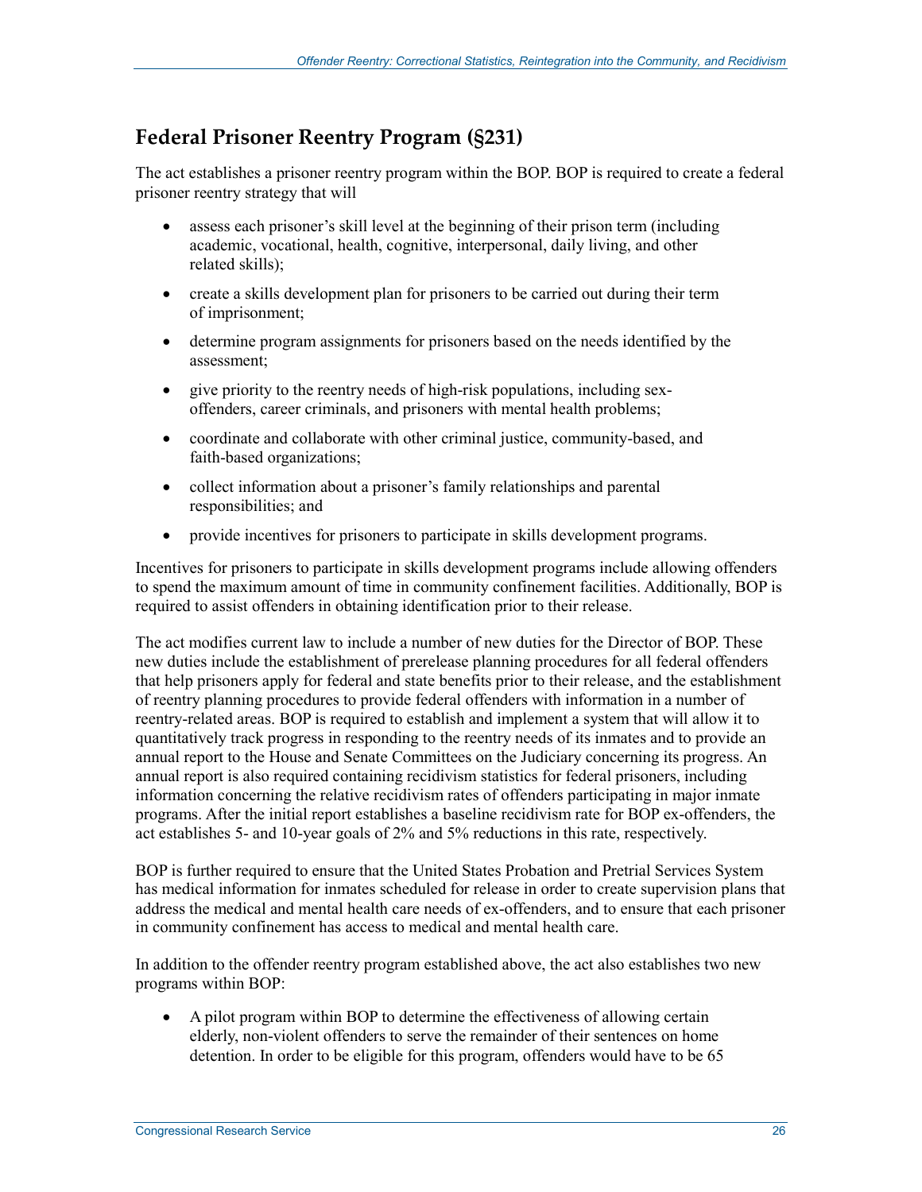## Federal Prisoner Reentry Program (§231)

The act establishes a prisoner reentry program within the BOP. BOP is required to create a federal prisoner reentry strategy that will

- assess each prisoner's skill level at the beginning of their prison term (including academic, vocational, health, cognitive, interpersonal, daily living, and other related skills);
- create a skills development plan for prisoners to be carried out during their term of imprisonment;
- determine program assignments for prisoners based on the needs identified by the assessment;
- give priority to the reentry needs of high-risk populations, including sex-offenders, career criminals, and prisoners with mental health problems;
- coordinate and collaborate with other criminal justice, community-based, and faith-based organizations;
- collect information about a prisoner's family relationships and parental responsibilities; and
- provide incentives for prisoners to participate in skills development programs.

Incentives for prisoners to participate in skills development programs include allowing offenders to spend the maximum amount of time in community confinement facilities. Additionally, BOP is required to assist offenders in obtaining identification prior to their release.

The act modifies current law to include a number of new duties for the Director of BOP. These new duties include the establishment of prerelease planning procedures for all federal offenders that help prisoners apply for federal and state benefits prior to their release, and the establishment of reentry planning procedures to provide federal offenders with information in a number of reentry-related areas. BOP is required to establish and implement a system that will allow it to quantitatively track progress in responding to the reentry needs of its inmates and to provide an annual report to the House and Senate Committees on the Judiciary concerning its progress. An annual report is also required containing recidivism statistics for federal prisoners, including information concerning the relative recidivism rates of offenders participating in major inmate programs. After the initial report establishes a baseline recidivism rate for BOP ex-offenders, the act establishes 5- and 10-year goals of 2% and 5% reductions in this rate, respectively.

BOP is further required to ensure that the United States Probation and Pretrial Services System has medical information for inmates scheduled for release in order to create supervision plans that address the medical and mental health care needs of ex-offenders, and to ensure that each prisoner in community confinement has access to medical and mental health care.

In addition to the offender reentry program established above, the act also establishes two new programs within BOP:

- A pilot program within BOP to determine the effectiveness of allowing certain elderly, non-violent offenders to serve the remainder of their sentences on home detention. In order to be eligible for this program, offenders would have to be 65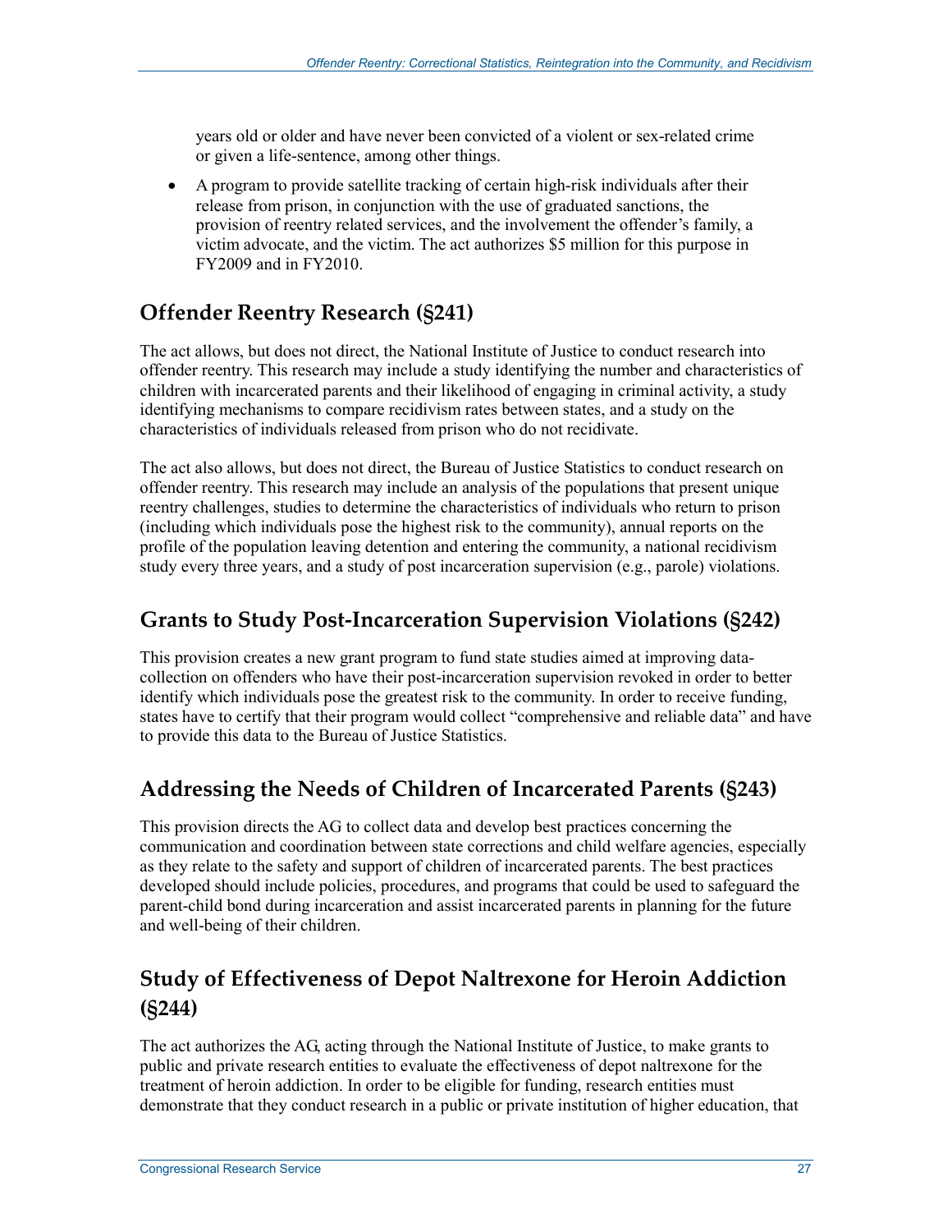years old or older and have never been convicted of a violent or sex-related crime or given a life-sentence, among other things.

- A program to provide satellite tracking of certain high-risk individuals after their release from prison, in conjunction with the use of graduated sanctions, the provision of reentry related services, and the involvement the offender's family, a victim advocate, and the victim. The act authorizes $5 million for this purpose in FY2009 and in FY2010.

## Offender Reentry Research (§241)

The act allows, but does not direct, the National Institute of Justice to conduct research into offender reentry. This research may include a study identifying the number and characteristics of children with incarcerated parents and their likelihood of engaging in criminal activity, a study identifying mechanisms to compare recidivism rates between states, and a study on the characteristics of individuals released from prison who do not recidivate.

The act also allows, but does not direct, the Bureau of Justice Statistics to conduct research on offender reentry. This research may include an analysis of the populations that present unique reentry challenges, studies to determine the characteristics of individuals who return to prison (including which individuals pose the highest risk to the community), annual reports on the profile of the population leaving detention and entering the community, a national recidivism study every three years, and a study of post incarceration supervision (e.g., parole) violations.

## Grants to Study Post-Incarceration Supervision Violations (§242)

This provision creates a new grant program to fund state studies aimed at improving data-collection on offenders who have their post-incarceration supervision revoked in order to better identify which individuals pose the greatest risk to the community. In order to receive funding, states have to certify that their program would collect "comprehensive and reliable data" and have to provide this data to the Bureau of Justice Statistics.

## Addressing the Needs of Children of Incarcerated Parents (§243)

This provision directs the AG to collect data and develop best practices concerning the communication and coordination between state corrections and child welfare agencies, especially as they relate to the safety and support of children of incarcerated parents. The best practices developed should include policies, procedures, and programs that could be used to safeguard the parent-child bond during incarceration and assist incarcerated parents in planning for the future and well-being of their children.

## Study of Effectiveness of Depot Naltrexone for Heroin Addiction (§244)

The act authorizes the AG, acting through the National Institute of Justice, to make grants to public and private research entities to evaluate the effectiveness of depot naltrexone for the treatment of heroin addiction. In order to be eligible for funding, research entities must demonstrate that they conduct research in a public or private institution of higher education, that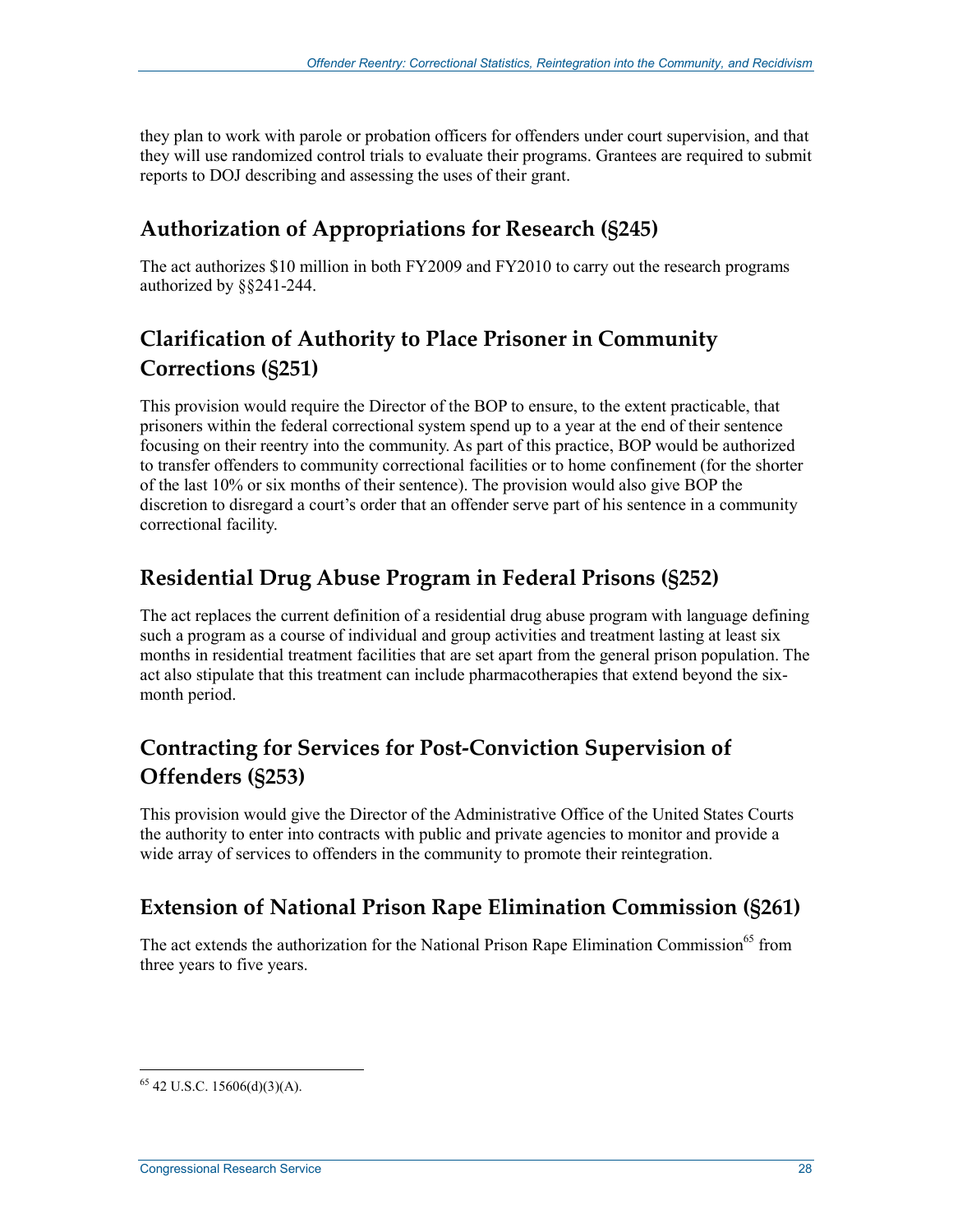they plan to work with parole or probation officers for offenders under court supervision, and that they will use randomized control trials to evaluate their programs. Grantees are required to submit reports to DOJ describing and assessing the uses of their grant.

## Authorization of Appropriations for Research (§245)

The act authorizes $10 million in both FY2009 and FY2010 to carry out the research programs authorized by §§241-244.

## Clarification of Authority to Place Prisoner in Community Corrections (§251)

This provision would require the Director of the BOP to ensure, to the extent practicable, that prisoners within the federal correctional system spend up to a year at the end of their sentence focusing on their reentry into the community. As part of this practice, BOP would be authorized to transfer offenders to community correctional facilities or to home confinement (for the shorter of the last 10% or six months of their sentence). The provision would also give BOP the discretion to disregard a court's order that an offender serve part of his sentence in a community correctional facility.

## Residential Drug Abuse Program in Federal Prisons (§252)

The act replaces the current definition of a residential drug abuse program with language defining such a program as a course of individual and group activities and treatment lasting at least six months in residential treatment facilities that are set apart from the general prison population. The act also stipulate that this treatment can include pharmacotherapies that extend beyond the six-month period.

## Contracting for Services for Post-Conviction Supervision of Offenders (§253)

This provision would give the Director of the Administrative Office of the United States Courts the authority to enter into contracts with public and private agencies to monitor and provide a wide array of services to offenders in the community to promote their reintegration.

## Extension of National Prison Rape Elimination Commission (§261)

The act extends the authorization for the National Prison Rape Elimination Commission[65] from three years to five years.

---

[65] 42 U.S.C. 15606(d)(3)(A).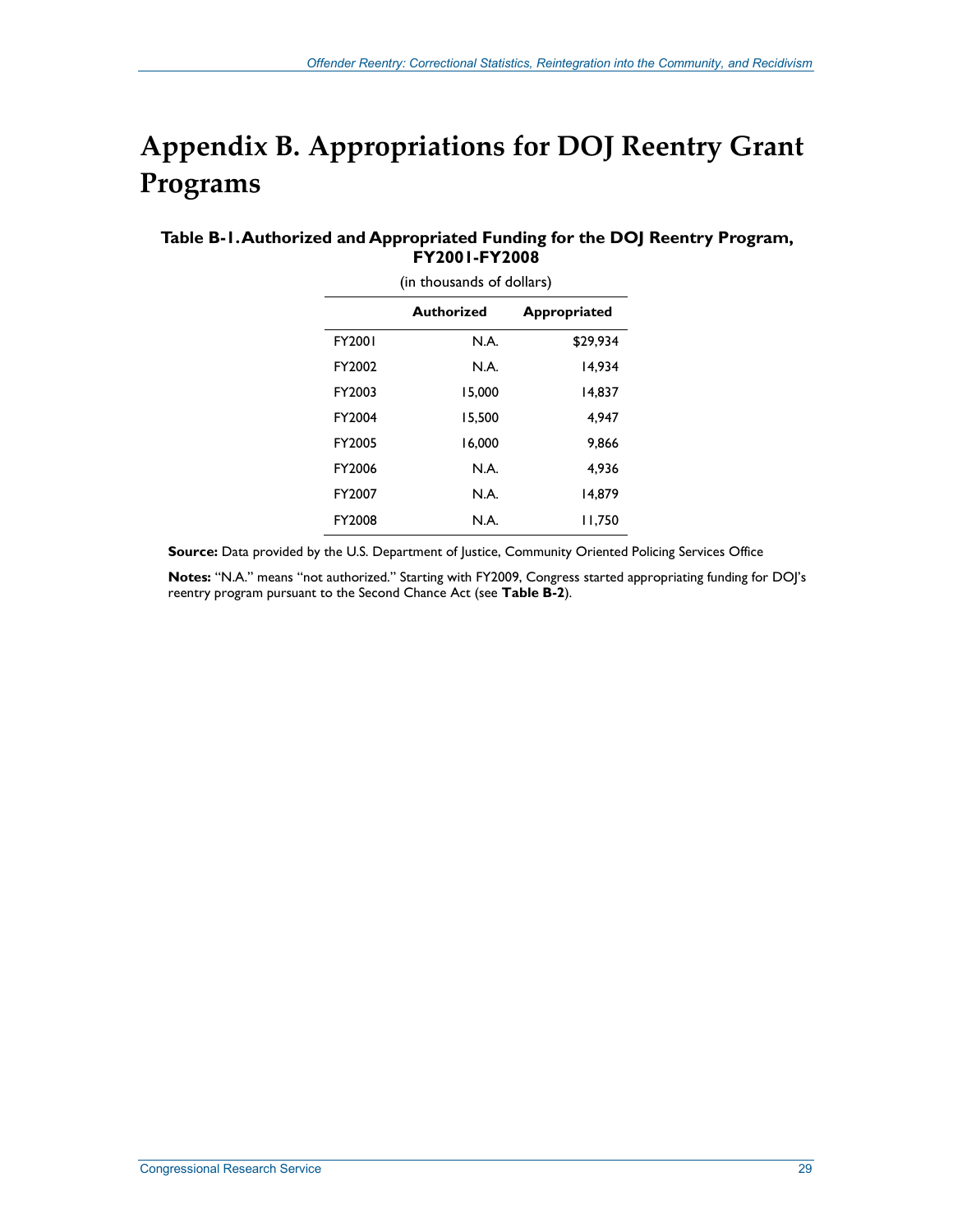# Appendix B. Appropriations for DOJ Reentry Grant Programs

**Table B-1. Authorized and Appropriated Funding for the DOJ Reentry Program, FY2001-FY2008**

(in thousands of dollars)

| | Authorized | Appropriated |
|---|---|---|
| FY2001 | N.A. | $29,934 |
| FY2002 | N.A. | 14,934 |
| FY2003 | 15,000 | 14,837 |
| FY2004 | 15,500 | 4,947 |
| FY2005 | 16,000 | 9,866 |
| FY2006 | N.A. | 4,936 |
| FY2007 | N.A. | 14,879 |
| FY2008 | N.A. | 11,750 |

**Source:** Data provided by the U.S. Department of Justice, Community Oriented Policing Services Office

**Notes:** "N.A." means "not authorized." Starting with FY2009, Congress started appropriating funding for DOJ's reentry program pursuant to the Second Chance Act (see **Table B-2**).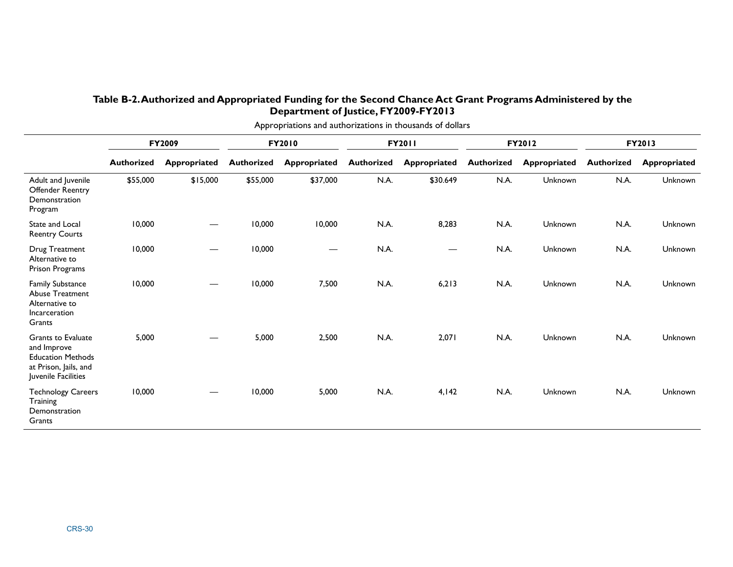**Table B-2. Authorized and Appropriated Funding for the Second Chance Act Grant Programs Administered by the Department of Justice, FY2009-FY2013**

Appropriations and authorizations in thousands of dollars

| | FY2009 | | FY2010 | | FY2011 | | FY2012 | | FY2013 | |
|---|---|---|---|---|---|---|---|---|---|---|
| | Authorized | Appropriated | Authorized | Appropriated | Authorized | Appropriated | Authorized | Appropriated | Authorized | Appropriated |
| Adult and Juvenile Offender Reentry Demonstration Program | $55,000 | $15,000 | $55,000 | $37,000 | N.A. | $30.649 | N.A. | Unknown | N.A. | Unknown |
| State and Local Reentry Courts | 10,000 | — | 10,000 | 10,000 | N.A. | 8,283 | N.A. | Unknown | N.A. | Unknown |
| Drug Treatment Alternative to Prison Programs | 10,000 | — | 10,000 | — | N.A. | — | N.A. | Unknown | N.A. | Unknown |
| Family Substance Abuse Treatment Alternative to Incarceration Grants | 10,000 | — | 10,000 | 7,500 | N.A. | 6,213 | N.A. | Unknown | N.A. | Unknown |
| Grants to Evaluate and Improve Education Methods at Prison, Jails, and Juvenile Facilities | 5,000 | — | 5,000 | 2,500 | N.A. | 2,071 | N.A. | Unknown | N.A. | Unknown |
| Technology Careers Training Demonstration Grants | 10,000 | — | 10,000 | 5,000 | N.A. | 4,142 | N.A. | Unknown | N.A. | Unknown |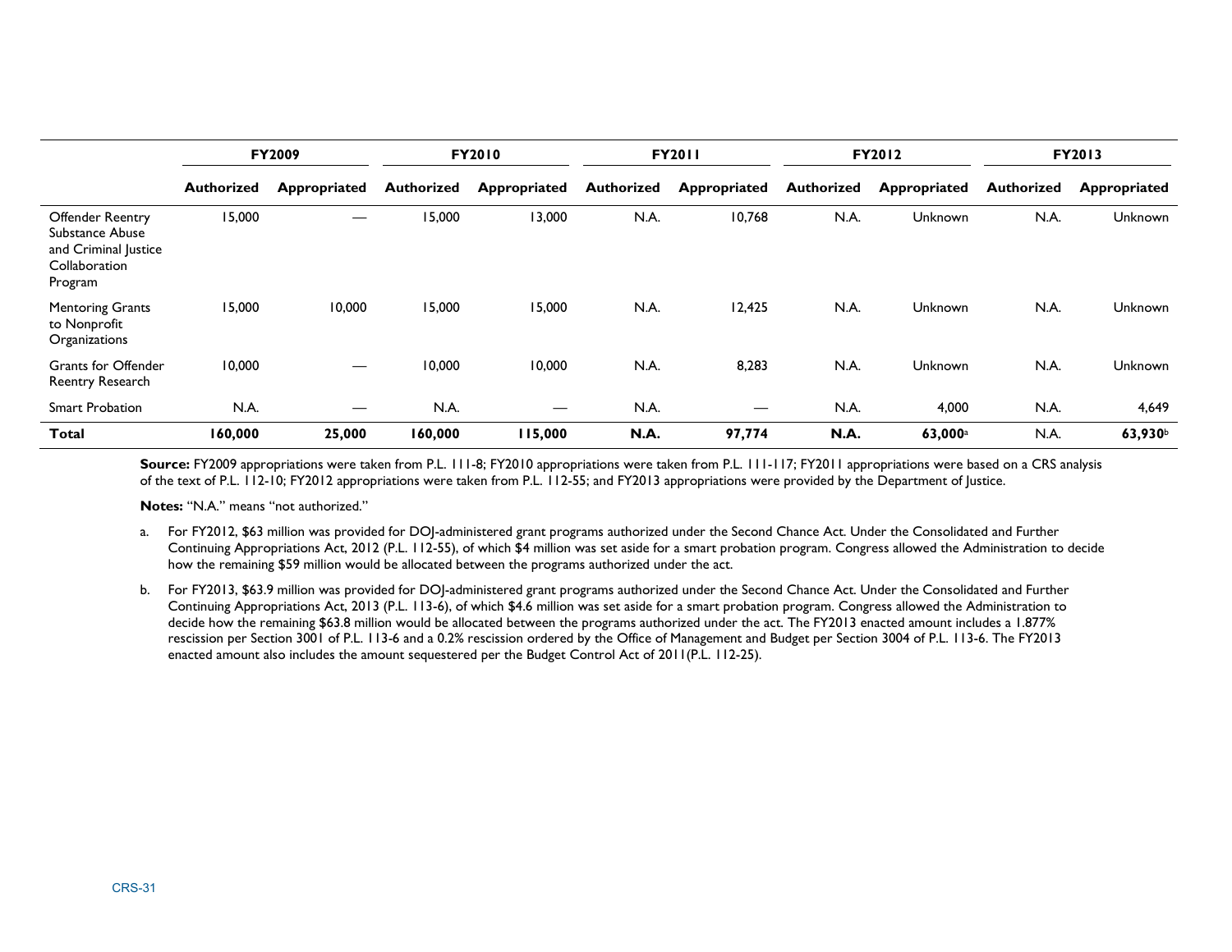| | FY2009 | | FY2010 | | FY2011 | | FY2012 | | FY2013 | |
|---|---|---|---|---|---|---|---|---|---|---|
| | Authorized | Appropriated | Authorized | Appropriated | Authorized | Appropriated | Authorized | Appropriated | Authorized | Appropriated |
| Offender Reentry Substance Abuse and Criminal Justice Collaboration Program | 15,000 | — | 15,000 | 13,000 | N.A. | 10,768 | N.A. | Unknown | N.A. | Unknown |
| Mentoring Grants to Nonprofit Organizations | 15,000 | 10,000 | 15,000 | 15,000 | N.A. | 12,425 | N.A. | Unknown | N.A. | Unknown |
| Grants for Offender Reentry Research | 10,000 | — | 10,000 | 10,000 | N.A. | 8,283 | N.A. | Unknown | N.A. | Unknown |
| Smart Probation | N.A. | — | N.A. | — | N.A. | — | N.A. | 4,000 | N.A. | 4,649 |
| **Total** | **160,000** | **25,000** | **160,000** | **115,000** | **N.A.** | **97,774** | **N.A.** | **63,000**[a] | N.A. | **63,930**[b] |

**Source:** FY2009 appropriations were taken from P.L. 111-8; FY2010 appropriations were taken from P.L. 111-117; FY2011 appropriations were based on a CRS analysis of the text of P.L. 112-10; FY2012 appropriations were taken from P.L. 112-55; and FY2013 appropriations were provided by the Department of Justice.

**Notes:** "N.A." means "not authorized."

a. For FY2012, $63 million was provided for DOJ-administered grant programs authorized under the Second Chance Act. Under the Consolidated and Further Continuing Appropriations Act, 2012 (P.L. 112-55), of which $4 million was set aside for a smart probation program. Congress allowed the Administration to decide how the remaining $59 million would be allocated between the programs authorized under the act.

b. For FY2013, $63.9 million was provided for DOJ-administered grant programs authorized under the Second Chance Act. Under the Consolidated and Further Continuing Appropriations Act, 2013 (P.L. 113-6), of which $4.6 million was set aside for a smart probation program. Congress allowed the Administration to decide how the remaining $63.8 million would be allocated between the programs authorized under the act. The FY2013 enacted amount includes a 1.877% rescission per Section 3001 of P.L. 113-6 and a 0.2% rescission ordered by the Office of Management and Budget per Section 3004 of P.L. 113-6. The FY2013 enacted amount also includes the amount sequestered per the Budget Control Act of 2011(P.L. 112-25).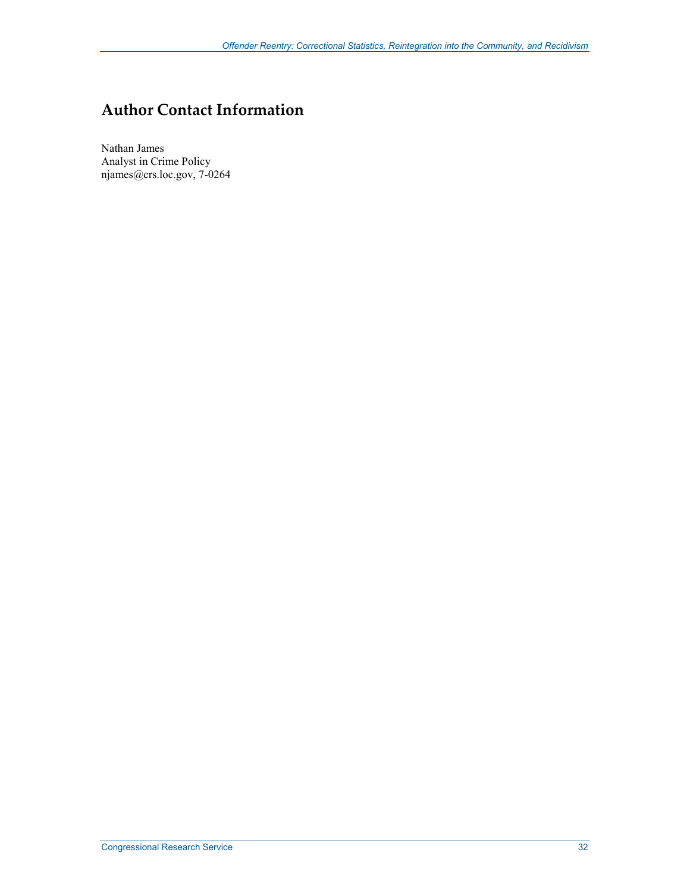## Author Contact Information

Nathan James
Analyst in Crime Policy
njames@crs.loc.gov, 7-0264